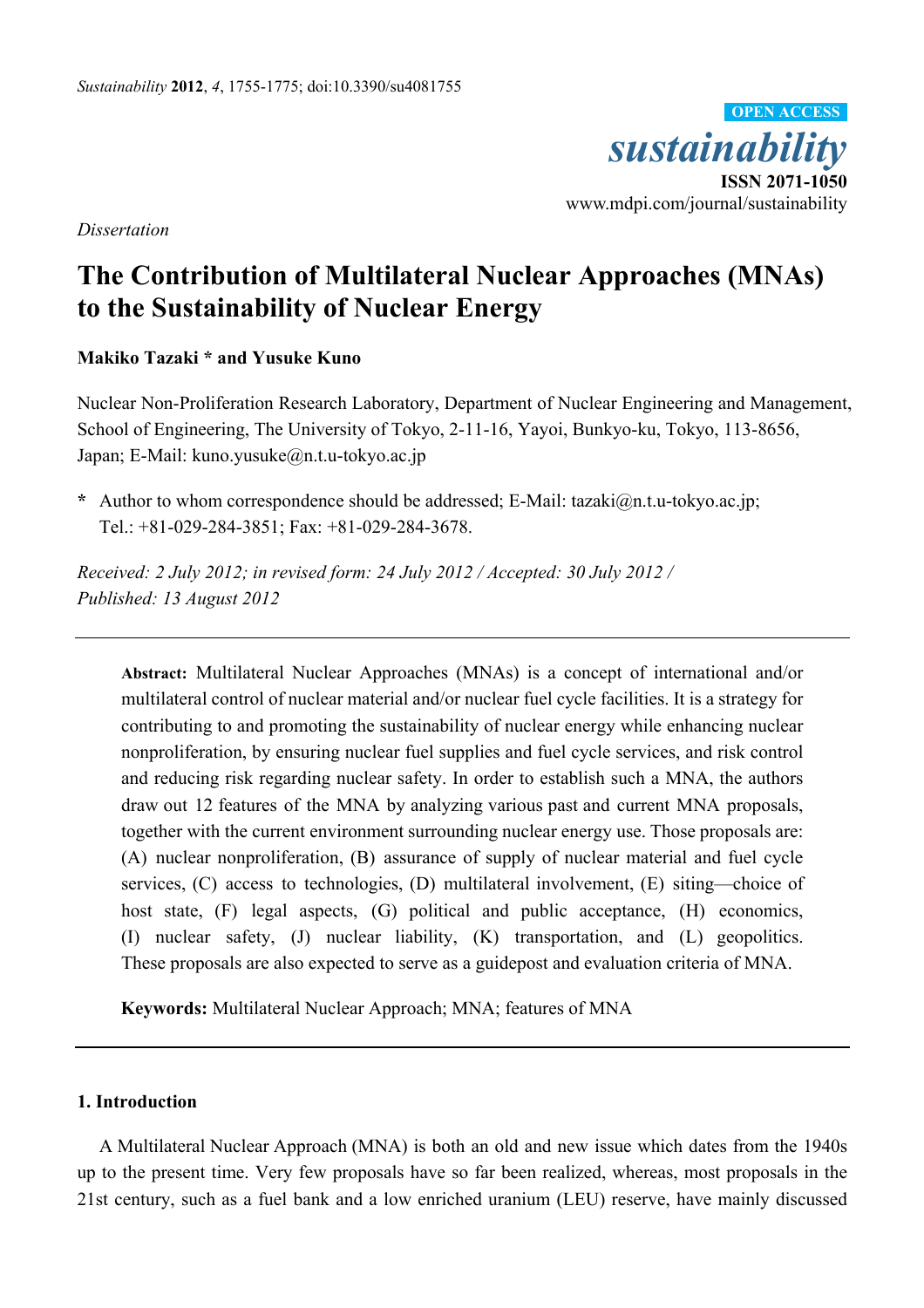*Dissertation*

# The Contribution of Multilateral Nuclear Approaches (MNAs) to the Sustainability of Nuclear Energy

**Makiko Tazaki * and Yusuke Kuno**

Nuclear Non-Proliferation Research Laboratory, Department of Nuclear Engineering and Management, School of Engineering, The University of Tokyo, 2-11-16, Yayoi, Bunkyo-ku, Tokyo, 113-8656, Japan; E-Mail: kuno.yusuke@n.t.u-tokyo.ac.jp

**\*** Author to whom correspondence should be addressed; E-Mail: tazaki@n.t.u-tokyo.ac.jp; Tel.: +81-029-284-3851; Fax: +81-029-284-3678.

*Received: 2 July 2012; in revised form: 24 July 2012 / Accepted: 30 July 2012 / Published: 13 August 2012*

---

**Abstract:** Multilateral Nuclear Approaches (MNAs) is a concept of international and/or multilateral control of nuclear material and/or nuclear fuel cycle facilities. It is a strategy for contributing to and promoting the sustainability of nuclear energy while enhancing nuclear nonproliferation, by ensuring nuclear fuel supplies and fuel cycle services, and risk control and reducing risk regarding nuclear safety. In order to establish such a MNA, the authors draw out 12 features of the MNA by analyzing various past and current MNA proposals, together with the current environment surrounding nuclear energy use. Those proposals are: (A) nuclear nonproliferation, (B) assurance of supply of nuclear material and fuel cycle services, (C) access to technologies, (D) multilateral involvement, (E) siting—choice of host state, (F) legal aspects, (G) political and public acceptance, (H) economics, (I) nuclear safety, (J) nuclear liability, (K) transportation, and (L) geopolitics. These proposals are also expected to serve as a guidepost and evaluation criteria of MNA.

**Keywords:** Multilateral Nuclear Approach; MNA; features of MNA

---

## 1. Introduction

A Multilateral Nuclear Approach (MNA) is both an old and new issue which dates from the 1940s up to the present time. Very few proposals have so far been realized, whereas, most proposals in the 21st century, such as a fuel bank and a low enriched uranium (LEU) reserve, have mainly discussed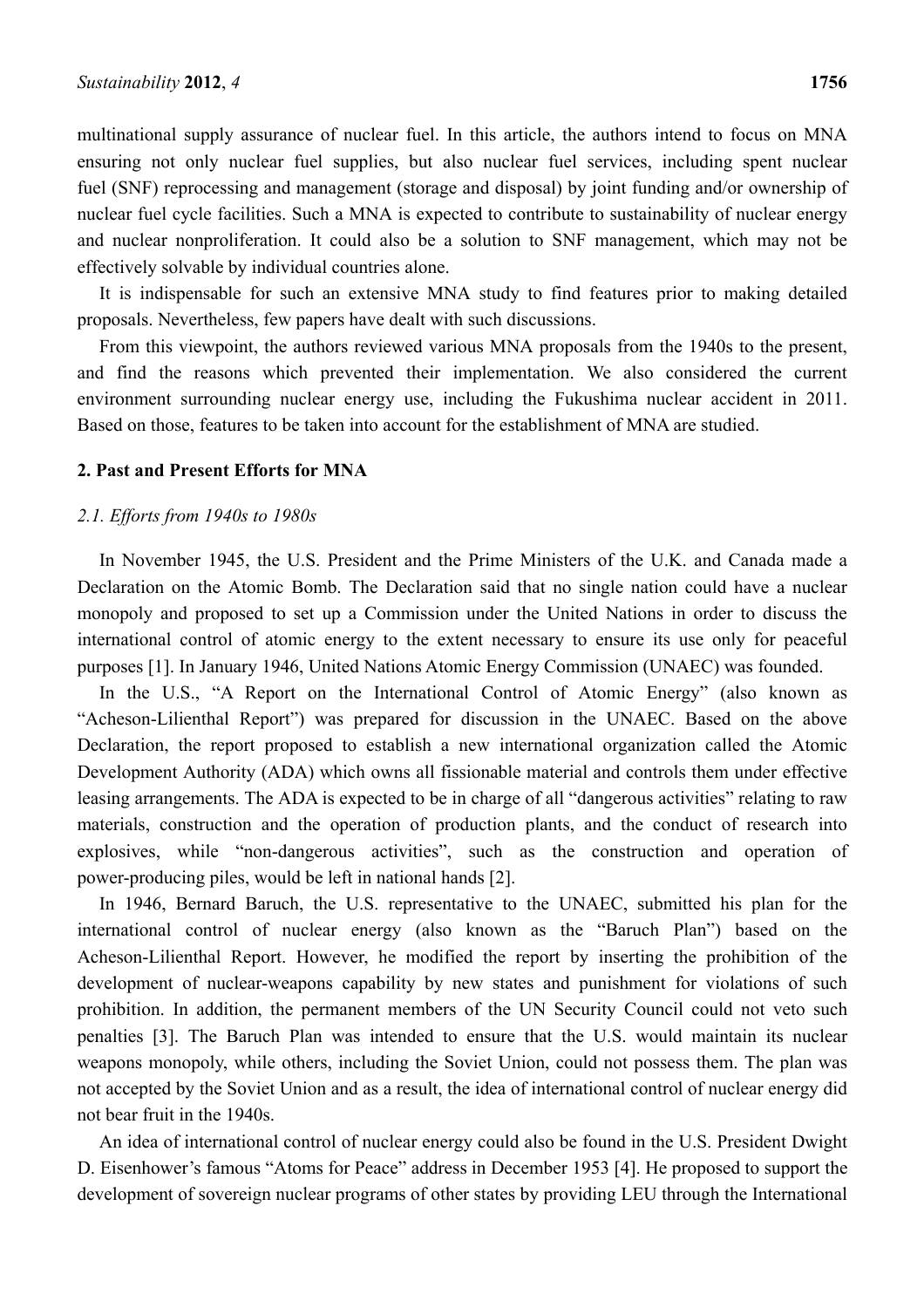multinational supply assurance of nuclear fuel. In this article, the authors intend to focus on MNA ensuring not only nuclear fuel supplies, but also nuclear fuel services, including spent nuclear fuel (SNF) reprocessing and management (storage and disposal) by joint funding and/or ownership of nuclear fuel cycle facilities. Such a MNA is expected to contribute to sustainability of nuclear energy and nuclear nonproliferation. It could also be a solution to SNF management, which may not be effectively solvable by individual countries alone.

It is indispensable for such an extensive MNA study to find features prior to making detailed proposals. Nevertheless, few papers have dealt with such discussions.

From this viewpoint, the authors reviewed various MNA proposals from the 1940s to the present, and find the reasons which prevented their implementation. We also considered the current environment surrounding nuclear energy use, including the Fukushima nuclear accident in 2011. Based on those, features to be taken into account for the establishment of MNA are studied.

## 2. Past and Present Efforts for MNA

### *2.1. Efforts from 1940s to 1980s*

In November 1945, the U.S. President and the Prime Ministers of the U.K. and Canada made a Declaration on the Atomic Bomb. The Declaration said that no single nation could have a nuclear monopoly and proposed to set up a Commission under the United Nations in order to discuss the international control of atomic energy to the extent necessary to ensure its use only for peaceful purposes [1]. In January 1946, United Nations Atomic Energy Commission (UNAEC) was founded.

In the U.S., "A Report on the International Control of Atomic Energy" (also known as "Acheson-Lilienthal Report") was prepared for discussion in the UNAEC. Based on the above Declaration, the report proposed to establish a new international organization called the Atomic Development Authority (ADA) which owns all fissionable material and controls them under effective leasing arrangements. The ADA is expected to be in charge of all "dangerous activities" relating to raw materials, construction and the operation of production plants, and the conduct of research into explosives, while "non-dangerous activities", such as the construction and operation of power-producing piles, would be left in national hands [2].

In 1946, Bernard Baruch, the U.S. representative to the UNAEC, submitted his plan for the international control of nuclear energy (also known as the "Baruch Plan") based on the Acheson-Lilienthal Report. However, he modified the report by inserting the prohibition of the development of nuclear-weapons capability by new states and punishment for violations of such prohibition. In addition, the permanent members of the UN Security Council could not veto such penalties [3]. The Baruch Plan was intended to ensure that the U.S. would maintain its nuclear weapons monopoly, while others, including the Soviet Union, could not possess them. The plan was not accepted by the Soviet Union and as a result, the idea of international control of nuclear energy did not bear fruit in the 1940s.

An idea of international control of nuclear energy could also be found in the U.S. President Dwight D. Eisenhower's famous "Atoms for Peace" address in December 1953 [4]. He proposed to support the development of sovereign nuclear programs of other states by providing LEU through the International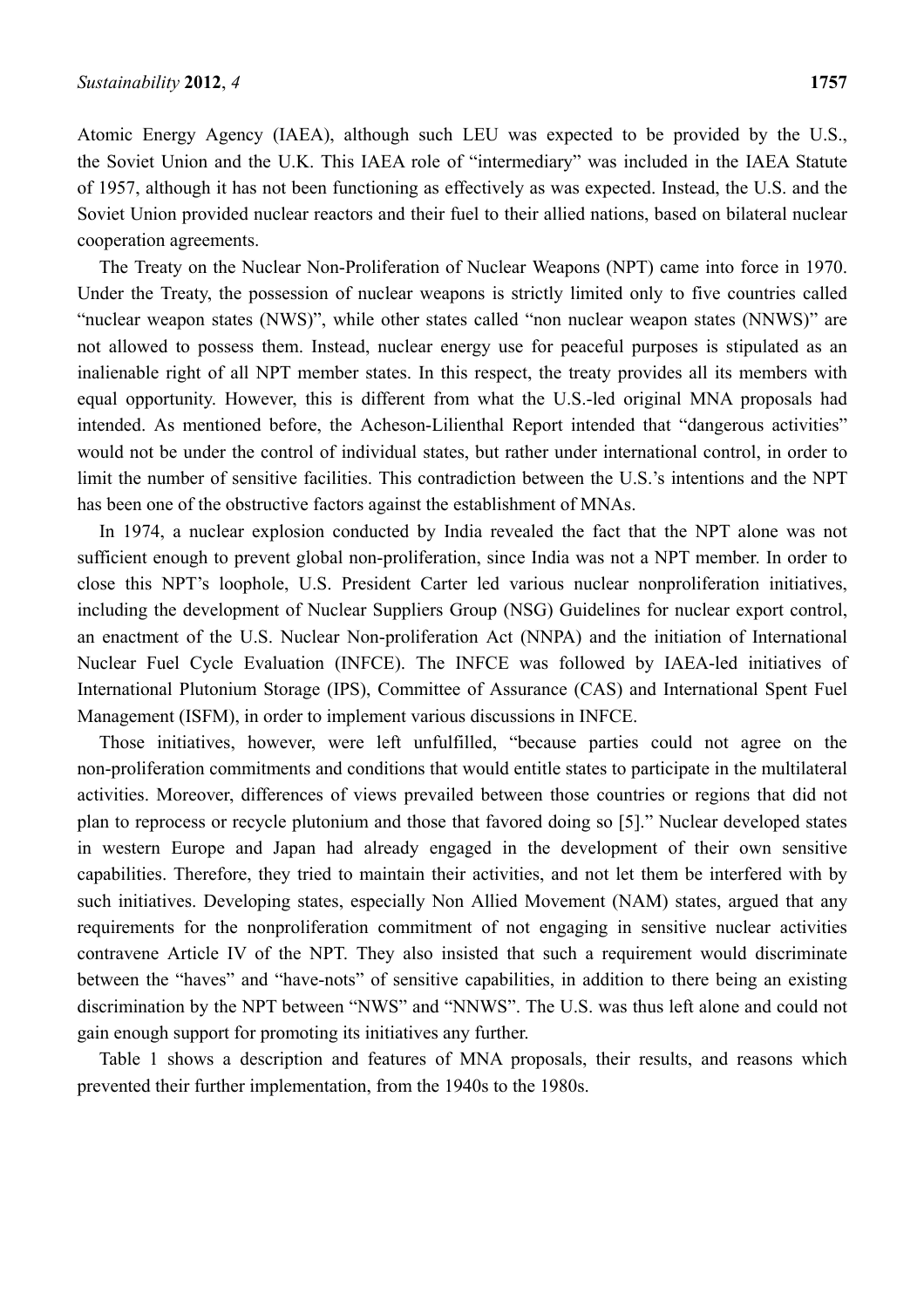Atomic Energy Agency (IAEA), although such LEU was expected to be provided by the U.S., the Soviet Union and the U.K. This IAEA role of "intermediary" was included in the IAEA Statute of 1957, although it has not been functioning as effectively as was expected. Instead, the U.S. and the Soviet Union provided nuclear reactors and their fuel to their allied nations, based on bilateral nuclear cooperation agreements.

The Treaty on the Nuclear Non-Proliferation of Nuclear Weapons (NPT) came into force in 1970. Under the Treaty, the possession of nuclear weapons is strictly limited only to five countries called "nuclear weapon states (NWS)", while other states called "non nuclear weapon states (NNWS)" are not allowed to possess them. Instead, nuclear energy use for peaceful purposes is stipulated as an inalienable right of all NPT member states. In this respect, the treaty provides all its members with equal opportunity. However, this is different from what the U.S.-led original MNA proposals had intended. As mentioned before, the Acheson-Lilienthal Report intended that "dangerous activities" would not be under the control of individual states, but rather under international control, in order to limit the number of sensitive facilities. This contradiction between the U.S.'s intentions and the NPT has been one of the obstructive factors against the establishment of MNAs.

In 1974, a nuclear explosion conducted by India revealed the fact that the NPT alone was not sufficient enough to prevent global non-proliferation, since India was not a NPT member. In order to close this NPT's loophole, U.S. President Carter led various nuclear nonproliferation initiatives, including the development of Nuclear Suppliers Group (NSG) Guidelines for nuclear export control, an enactment of the U.S. Nuclear Non-proliferation Act (NNPA) and the initiation of International Nuclear Fuel Cycle Evaluation (INFCE). The INFCE was followed by IAEA-led initiatives of International Plutonium Storage (IPS), Committee of Assurance (CAS) and International Spent Fuel Management (ISFM), in order to implement various discussions in INFCE.

Those initiatives, however, were left unfulfilled, "because parties could not agree on the non-proliferation commitments and conditions that would entitle states to participate in the multilateral activities. Moreover, differences of views prevailed between those countries or regions that did not plan to reprocess or recycle plutonium and those that favored doing so [5]." Nuclear developed states in western Europe and Japan had already engaged in the development of their own sensitive capabilities. Therefore, they tried to maintain their activities, and not let them be interfered with by such initiatives. Developing states, especially Non Allied Movement (NAM) states, argued that any requirements for the nonproliferation commitment of not engaging in sensitive nuclear activities contravene Article IV of the NPT. They also insisted that such a requirement would discriminate between the "haves" and "have-nots" of sensitive capabilities, in addition to there being an existing discrimination by the NPT between "NWS" and "NNWS". The U.S. was thus left alone and could not gain enough support for promoting its initiatives any further.

Table 1 shows a description and features of MNA proposals, their results, and reasons which prevented their further implementation, from the 1940s to the 1980s.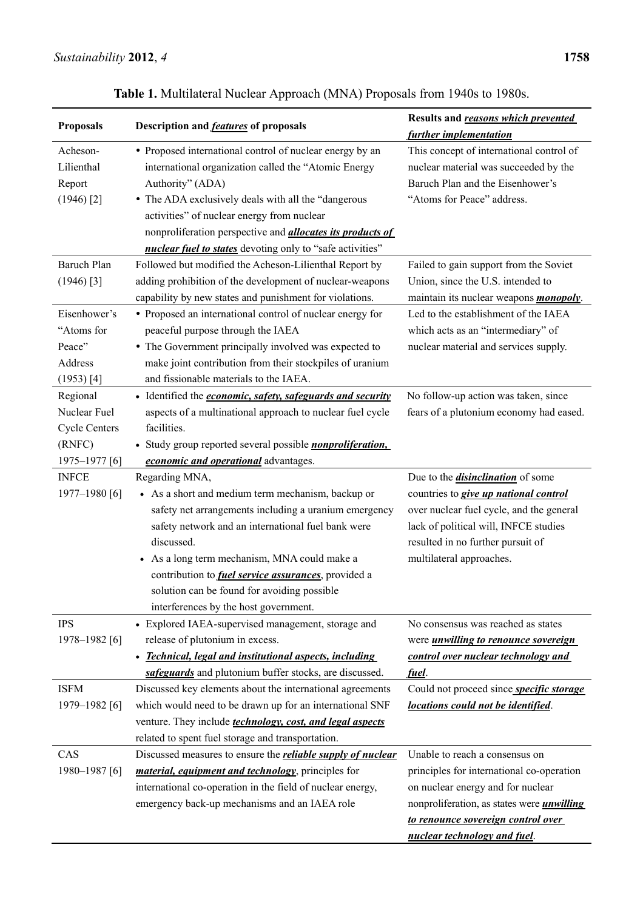**Table 1.** Multilateral Nuclear Approach (MNA) Proposals from 1940s to 1980s.

| Proposals | Description and ***features*** of proposals | Results and ***reasons which prevented further implementation*** |
|---|---|---|
| Acheson-Lilienthal Report (1946) [2] | • Proposed international control of nuclear energy by an international organization called the "Atomic Energy Authority" (ADA)<br>• The ADA exclusively deals with all the "dangerous activities" of nuclear energy from nuclear nonproliferation perspective and ***allocates its products of nuclear fuel to states*** devoting only to "safe activities" | This concept of international control of nuclear material was succeeded by the Baruch Plan and the Eisenhower's "Atoms for Peace" address. |
| Baruch Plan (1946) [3] | Followed but modified the Acheson-Lilienthal Report by adding prohibition of the development of nuclear-weapons capability by new states and punishment for violations. | Failed to gain support from the Soviet Union, since the U.S. intended to maintain its nuclear weapons ***monopoly***. |
| Eisenhower's "Atoms for Peace" Address (1953) [4] | • Proposed an international control of nuclear energy for peaceful purpose through the IAEA<br>• The Government principally involved was expected to make joint contribution from their stockpiles of uranium and fissionable materials to the IAEA. | Led to the establishment of the IAEA which acts as an "intermediary" of nuclear material and services supply. |
| Regional Nuclear Fuel Cycle Centers (RNFC) 1975–1977 [6] | • Identified the ***economic, safety, safeguards and security*** aspects of a multinational approach to nuclear fuel cycle facilities.<br>• Study group reported several possible ***nonproliferation, economic and operational*** advantages. | No follow-up action was taken, since fears of a plutonium economy had eased. |
| INFCE 1977–1980 [6] | Regarding MNA,<br>• As a short and medium term mechanism, backup or safety net arrangements including a uranium emergency safety network and an international fuel bank were discussed.<br>• As a long term mechanism, MNA could make a contribution to ***fuel service assurances***, provided a solution can be found for avoiding possible interferences by the host government. | Due to the ***disinclination*** of some countries to ***give up national control*** over nuclear fuel cycle, and the general lack of political will, INFCE studies resulted in no further pursuit of multilateral approaches. |
| IPS 1978–1982 [6] | • Explored IAEA-supervised management, storage and release of plutonium in excess.<br>• ***Technical, legal and institutional aspects, including safeguards*** and plutonium buffer stocks, are discussed. | No consensus was reached as states were ***unwilling to renounce sovereign control over nuclear technology and fuel***. |
| ISFM 1979–1982 [6] | Discussed key elements about the international agreements which would need to be drawn up for an international SNF venture. They include ***technology, cost, and legal aspects*** related to spent fuel storage and transportation. | Could not proceed since ***specific storage locations could not be identified***. |
| CAS 1980–1987 [6] | Discussed measures to ensure the ***reliable supply of nuclear material, equipment and technology***, principles for international co-operation in the field of nuclear energy, emergency back-up mechanisms and an IAEA role | Unable to reach a consensus on principles for international co-operation on nuclear energy and for nuclear nonproliferation, as states were ***unwilling to renounce sovereign control over nuclear technology and fuel***. |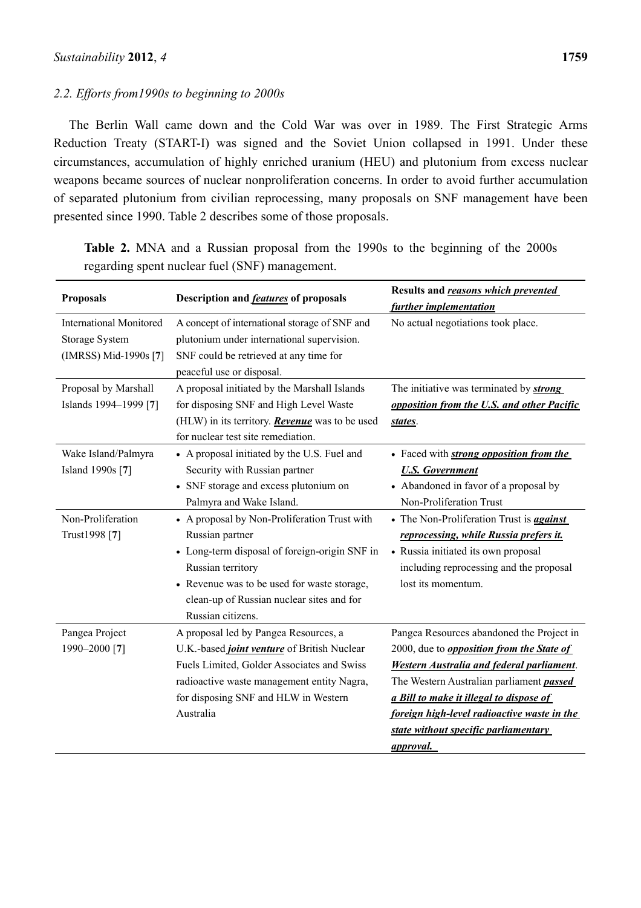### 2.2. Efforts from1990s to beginning to 2000s

The Berlin Wall came down and the Cold War was over in 1989. The First Strategic Arms Reduction Treaty (START-I) was signed and the Soviet Union collapsed in 1991. Under these circumstances, accumulation of highly enriched uranium (HEU) and plutonium from excess nuclear weapons became sources of nuclear nonproliferation concerns. In order to avoid further accumulation of separated plutonium from civilian reprocessing, many proposals on SNF management have been presented since 1990. Table 2 describes some of those proposals.

**Table 2.** MNA and a Russian proposal from the 1990s to the beginning of the 2000s regarding spent nuclear fuel (SNF) management.

| Proposals | Description and ***features*** of proposals | Results and ***reasons which prevented further implementation*** |
|---|---|---|
| International Monitored Storage System (IMRSS) Mid-1990s [**7**] | A concept of international storage of SNF and plutonium under international supervision. SNF could be retrieved at any time for peaceful use or disposal. | No actual negotiations took place. |
| Proposal by Marshall Islands 1994–1999 [**7**] | A proposal initiated by the Marshall Islands for disposing SNF and High Level Waste (HLW) in its territory. ***Revenue*** was to be used for nuclear test site remediation. | The initiative was terminated by ***strong opposition from the U.S. and other Pacific states***. |
| Wake Island/Palmyra Island 1990s [**7**] | • A proposal initiated by the U.S. Fuel and Security with Russian partner<br>• SNF storage and excess plutonium on Palmyra and Wake Island. | • Faced with ***strong opposition from the U.S. Government***<br>• Abandoned in favor of a proposal by Non-Proliferation Trust |
| Non-Proliferation Trust1998 [**7**] | • A proposal by Non-Proliferation Trust with Russian partner<br>• Long-term disposal of foreign-origin SNF in Russian territory<br>• Revenue was to be used for waste storage, clean-up of Russian nuclear sites and for Russian citizens. | • The Non-Proliferation Trust is ***against reprocessing, while Russia prefers it.***<br>• Russia initiated its own proposal including reprocessing and the proposal lost its momentum. |
| Pangea Project 1990–2000 [**7**] | A proposal led by Pangea Resources, a U.K.-based ***joint venture*** of British Nuclear Fuels Limited, Golder Associates and Swiss radioactive waste management entity Nagra, for disposing SNF and HLW in Western Australia | Pangea Resources abandoned the Project in 2000, due to ***opposition from the State of Western Australia and federal parliament***. The Western Australian parliament ***passed a Bill to make it illegal to dispose of foreign high-level radioactive waste in the state without specific parliamentary approval.*** |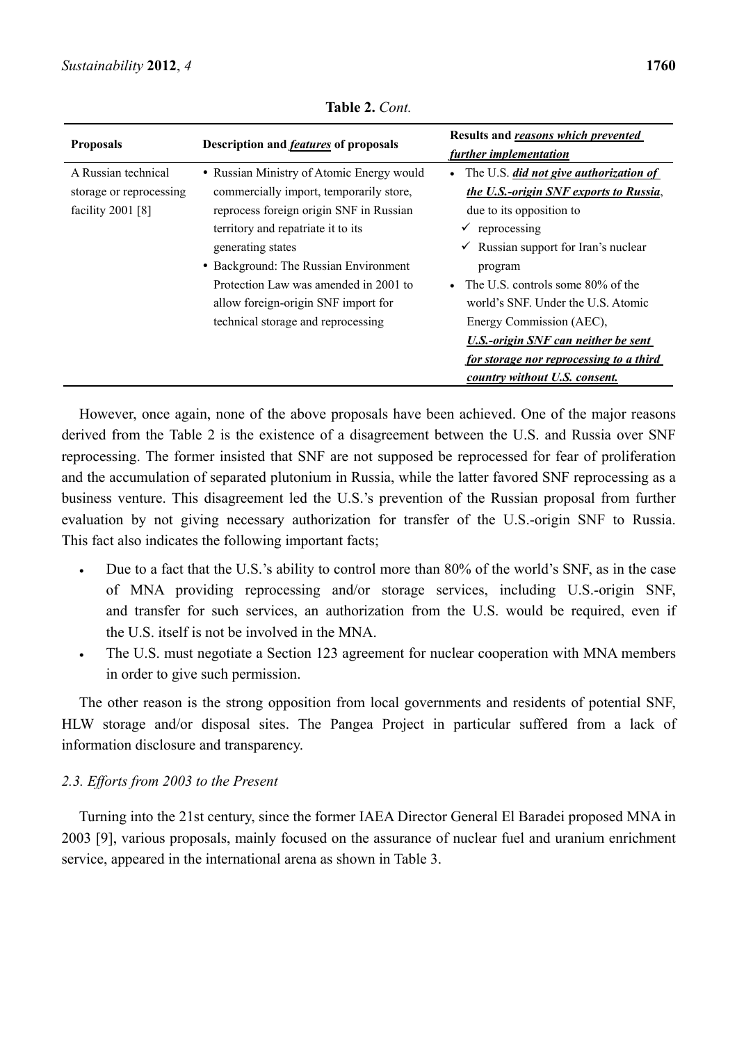**Table 2.** *Cont.*

| Proposals | Description and ***features*** of proposals | Results and ***reasons which prevented further implementation*** |
| --- | --- | --- |
| A Russian technical storage or reprocessing facility 2001 [8] | • Russian Ministry of Atomic Energy would commercially import, temporarily store, reprocess foreign origin SNF in Russian territory and repatriate it to its generating states<br>• Background: The Russian Environment Protection Law was amended in 2001 to allow foreign-origin SNF import for technical storage and reprocessing | • The U.S. ***did not give authorization of the U.S.-origin SNF exports to Russia***, due to its opposition to<br>✓ reprocessing<br>✓ Russian support for Iran's nuclear program<br>• The U.S. controls some 80% of the world's SNF. Under the U.S. Atomic Energy Commission (AEC), ***U.S.-origin SNF can neither be sent for storage nor reprocessing to a third country without U.S. consent.*** |

However, once again, none of the above proposals have been achieved. One of the major reasons derived from the Table 2 is the existence of a disagreement between the U.S. and Russia over SNF reprocessing. The former insisted that SNF are not supposed be reprocessed for fear of proliferation and the accumulation of separated plutonium in Russia, while the latter favored SNF reprocessing as a business venture. This disagreement led the U.S.'s prevention of the Russian proposal from further evaluation by not giving necessary authorization for transfer of the U.S.-origin SNF to Russia. This fact also indicates the following important facts;

- Due to a fact that the U.S.'s ability to control more than 80% of the world's SNF, as in the case of MNA providing reprocessing and/or storage services, including U.S.-origin SNF, and transfer for such services, an authorization from the U.S. would be required, even if the U.S. itself is not be involved in the MNA.
- The U.S. must negotiate a Section 123 agreement for nuclear cooperation with MNA members in order to give such permission.

The other reason is the strong opposition from local governments and residents of potential SNF, HLW storage and/or disposal sites. The Pangea Project in particular suffered from a lack of information disclosure and transparency.

### *2.3. Efforts from 2003 to the Present*

Turning into the 21st century, since the former IAEA Director General El Baradei proposed MNA in 2003 [9], various proposals, mainly focused on the assurance of nuclear fuel and uranium enrichment service, appeared in the international arena as shown in Table 3.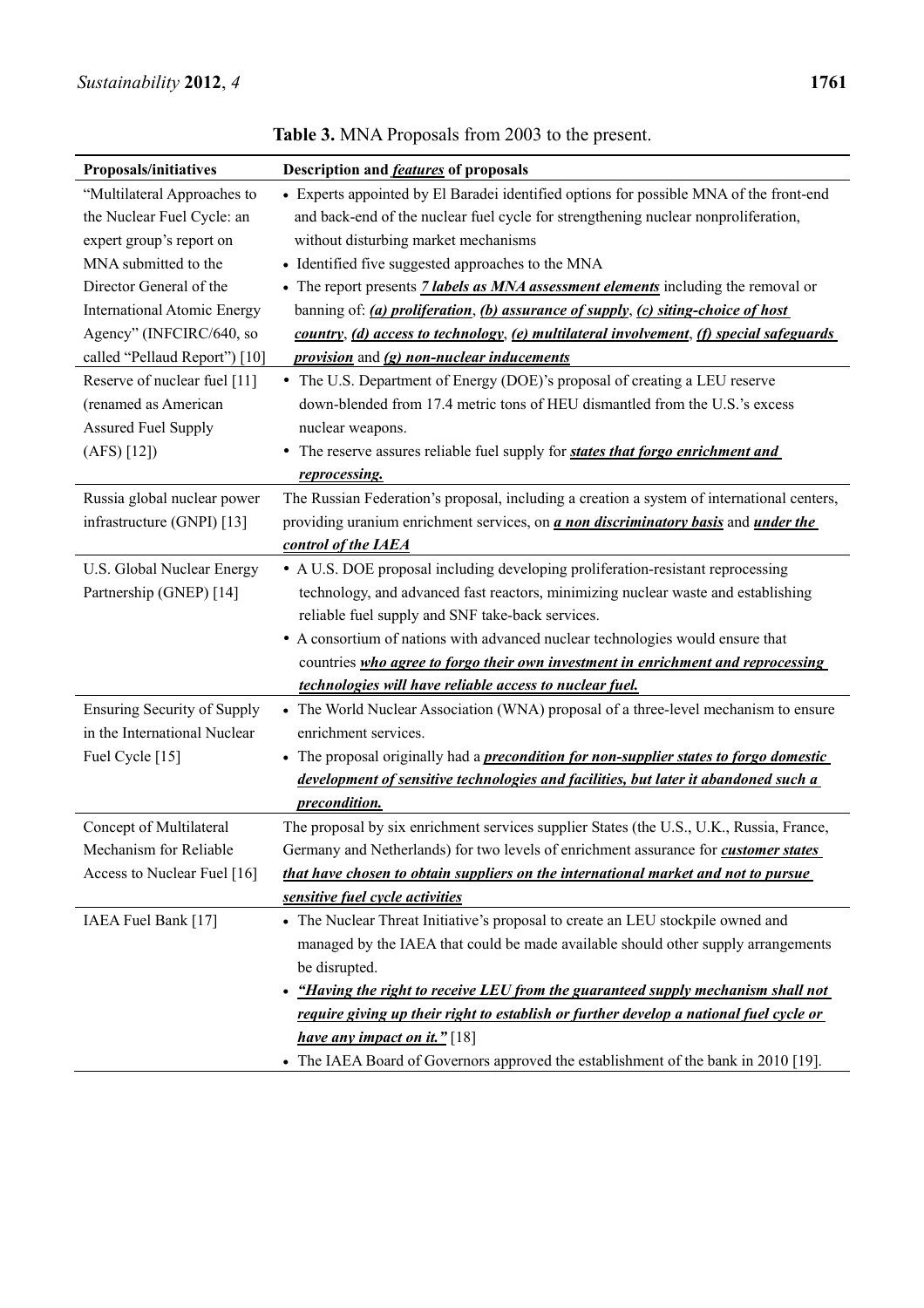**Table 3.** MNA Proposals from 2003 to the present.

| Proposals/initiatives | Description and ***features*** of proposals |
|---|---|
| "Multilateral Approaches to the Nuclear Fuel Cycle: an expert group's report on MNA submitted to the Director General of the International Atomic Energy Agency" (INFCIRC/640, so called "Pellaud Report") [10] | • Experts appointed by El Baradei identified options for possible MNA of the front-end and back-end of the nuclear fuel cycle for strengthening nuclear nonproliferation, without disturbing market mechanisms<br>• Identified five suggested approaches to the MNA<br>• The report presents ***7 labels as MNA assessment elements*** including the removal or banning of: ***(a) proliferation***, ***(b) assurance of supply***, ***(c) siting-choice of host country***, ***(d) access to technology***, ***(e) multilateral involvement***, ***(f) special safeguards provision*** and ***(g) non-nuclear inducements*** |
| Reserve of nuclear fuel [11] (renamed as American Assured Fuel Supply (AFS) [12]) | • The U.S. Department of Energy (DOE)'s proposal of creating a LEU reserve down-blended from 17.4 metric tons of HEU dismantled from the U.S.'s excess nuclear weapons.<br>• The reserve assures reliable fuel supply for ***states that forgo enrichment and reprocessing.*** |
| Russia global nuclear power infrastructure (GNPI) [13] | The Russian Federation's proposal, including a creation a system of international centers, providing uranium enrichment services, on ***a non discriminatory basis*** and ***under the control of the IAEA*** |
| U.S. Global Nuclear Energy Partnership (GNEP) [14] | • A U.S. DOE proposal including developing proliferation-resistant reprocessing technology, and advanced fast reactors, minimizing nuclear waste and establishing reliable fuel supply and SNF take-back services.<br>• A consortium of nations with advanced nuclear technologies would ensure that countries ***who agree to forgo their own investment in enrichment and reprocessing technologies will have reliable access to nuclear fuel.*** |
| Ensuring Security of Supply in the International Nuclear Fuel Cycle [15] | • The World Nuclear Association (WNA) proposal of a three-level mechanism to ensure enrichment services.<br>• The proposal originally had a ***precondition for non-supplier states to forgo domestic development of sensitive technologies and facilities, but later it abandoned such a precondition.*** |
| Concept of Multilateral Mechanism for Reliable Access to Nuclear Fuel [16] | The proposal by six enrichment services supplier States (the U.S., U.K., Russia, France, Germany and Netherlands) for two levels of enrichment assurance for ***customer states that have chosen to obtain suppliers on the international market and not to pursue sensitive fuel cycle activities*** |
| IAEA Fuel Bank [17] | • The Nuclear Threat Initiative's proposal to create an LEU stockpile owned and managed by the IAEA that could be made available should other supply arrangements be disrupted.<br>• ***"Having the right to receive LEU from the guaranteed supply mechanism shall not require giving up their right to establish or further develop a national fuel cycle or have any impact on it."*** [18]<br>• The IAEA Board of Governors approved the establishment of the bank in 2010 [19]. |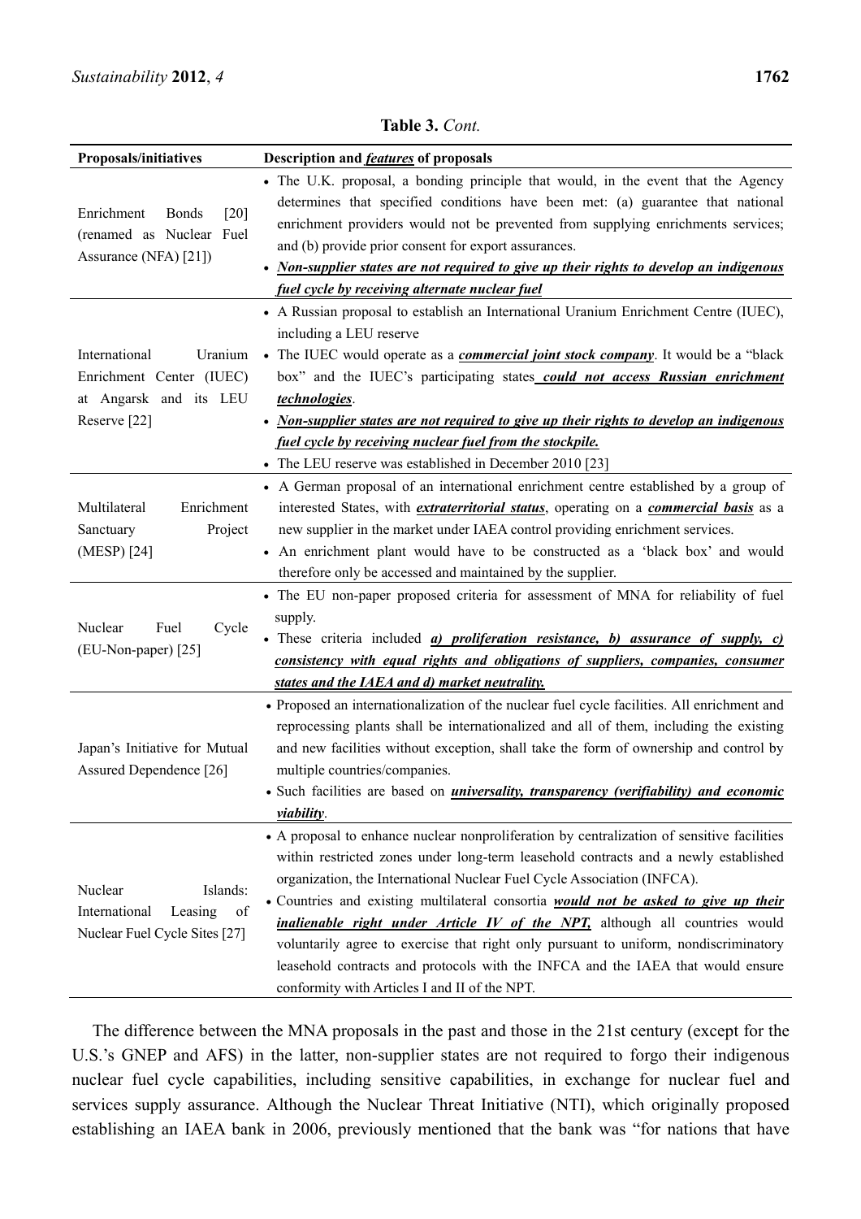**Table 3.** *Cont.*

| **Proposals/initiatives** | **Description and *features* of proposals** |
|---|---|
| Enrichment Bonds [20] (renamed as Nuclear Fuel Assurance (NFA) [21]) | • The U.K. proposal, a bonding principle that would, in the event that the Agency determines that specified conditions have been met: (a) guarantee that national enrichment providers would not be prevented from supplying enrichments services; and (b) provide prior consent for export assurances. • ***Non-supplier states are not required to give up their rights to develop an indigenous fuel cycle by receiving alternate nuclear fuel*** |
| International Uranium Enrichment Center (IUEC) at Angarsk and its LEU Reserve [22] | • A Russian proposal to establish an International Uranium Enrichment Centre (IUEC), including a LEU reserve • The IUEC would operate as a ***commercial joint stock company***. It would be a "black box" and the IUEC's participating states ***could not access Russian enrichment technologies***. • ***Non-supplier states are not required to give up their rights to develop an indigenous fuel cycle by receiving nuclear fuel from the stockpile.*** • The LEU reserve was established in December 2010 [23] |
| Multilateral Enrichment Sanctuary Project (MESP) [24] | • A German proposal of an international enrichment centre established by a group of interested States, with ***extraterritorial status***, operating on a ***commercial basis*** as a new supplier in the market under IAEA control providing enrichment services. • An enrichment plant would have to be constructed as a 'black box' and would therefore only be accessed and maintained by the supplier. |
| Nuclear Fuel Cycle (EU-Non-paper) [25] | • The EU non-paper proposed criteria for assessment of MNA for reliability of fuel supply. • These criteria included ***a) proliferation resistance, b) assurance of supply, c) consistency with equal rights and obligations of suppliers, companies, consumer states and the IAEA and d) market neutrality.*** |
| Japan's Initiative for Mutual Assured Dependence [26] | • Proposed an internationalization of the nuclear fuel cycle facilities. All enrichment and reprocessing plants shall be internationalized and all of them, including the existing and new facilities without exception, shall take the form of ownership and control by multiple countries/companies. • Such facilities are based on ***universality, transparency (verifiability) and economic viability***. |
| Nuclear Islands: International Leasing of Nuclear Fuel Cycle Sites [27] | • A proposal to enhance nuclear nonproliferation by centralization of sensitive facilities within restricted zones under long-term leasehold contracts and a newly established organization, the International Nuclear Fuel Cycle Association (INFCA). • Countries and existing multilateral consortia ***would not be asked to give up their inalienable right under Article IV of the NPT,*** although all countries would voluntarily agree to exercise that right only pursuant to uniform, nondiscriminatory leasehold contracts and protocols with the INFCA and the IAEA that would ensure conformity with Articles I and II of the NPT. |

The difference between the MNA proposals in the past and those in the 21st century (except for the U.S.'s GNEP and AFS) in the latter, non-supplier states are not required to forgo their indigenous nuclear fuel cycle capabilities, including sensitive capabilities, in exchange for nuclear fuel and services supply assurance. Although the Nuclear Threat Initiative (NTI), which originally proposed establishing an IAEA bank in 2006, previously mentioned that the bank was "for nations that have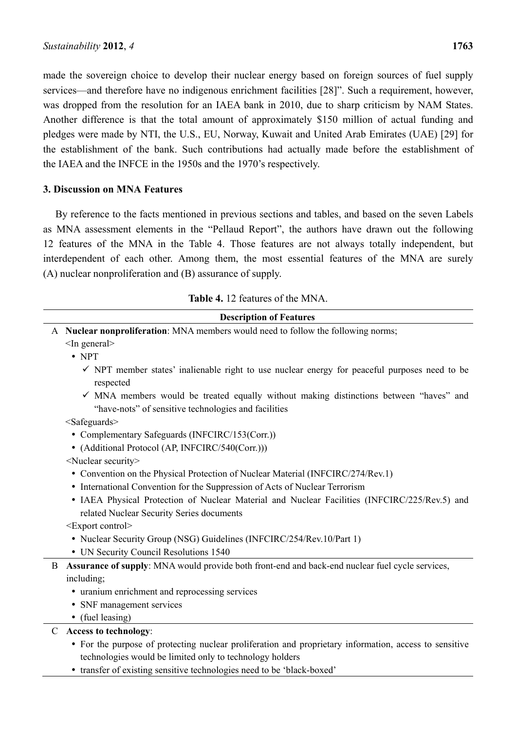made the sovereign choice to develop their nuclear energy based on foreign sources of fuel supply services—and therefore have no indigenous enrichment facilities [28]". Such a requirement, however, was dropped from the resolution for an IAEA bank in 2010, due to sharp criticism by NAM States. Another difference is that the total amount of approximately $150 million of actual funding and pledges were made by NTI, the U.S., EU, Norway, Kuwait and United Arab Emirates (UAE) [29] for the establishment of the bank. Such contributions had actually made before the establishment of the IAEA and the INFCE in the 1950s and the 1970's respectively.

## 3. Discussion on MNA Features

By reference to the facts mentioned in previous sections and tables, and based on the seven Labels as MNA assessment elements in the "Pellaud Report", the authors have drawn out the following 12 features of the MNA in the Table 4. Those features are not always totally independent, but interdependent of each other. Among them, the most essential features of the MNA are surely (A) nuclear nonproliferation and (B) assurance of supply.

**Table 4.** 12 features of the MNA.

| | Description of Features |
|---|---|
| A | **Nuclear nonproliferation**: MNA members would need to follow the following norms;<br><In general><br>• NPT<br>✓ NPT member states' inalienable right to use nuclear energy for peaceful purposes need to be respected<br>✓ MNA members would be treated equally without making distinctions between "haves" and "have-nots" of sensitive technologies and facilities<br><Safeguards><br>• Complementary Safeguards (INFCIRC/153(Corr.))<br>• (Additional Protocol (AP, INFCIRC/540(Corr.)))<br><Nuclear security><br>• Convention on the Physical Protection of Nuclear Material (INFCIRC/274/Rev.1)<br>• International Convention for the Suppression of Acts of Nuclear Terrorism<br>• IAEA Physical Protection of Nuclear Material and Nuclear Facilities (INFCIRC/225/Rev.5) and related Nuclear Security Series documents<br><Export control><br>• Nuclear Security Group (NSG) Guidelines (INFCIRC/254/Rev.10/Part 1)<br>• UN Security Council Resolutions 1540 |
| B | **Assurance of supply**: MNA would provide both front-end and back-end nuclear fuel cycle services, including;<br>• uranium enrichment and reprocessing services<br>• SNF management services<br>• (fuel leasing) |
| C | **Access to technology**:<br>• For the purpose of protecting nuclear proliferation and proprietary information, access to sensitive technologies would be limited only to technology holders<br>• transfer of existing sensitive technologies need to be 'black-boxed' |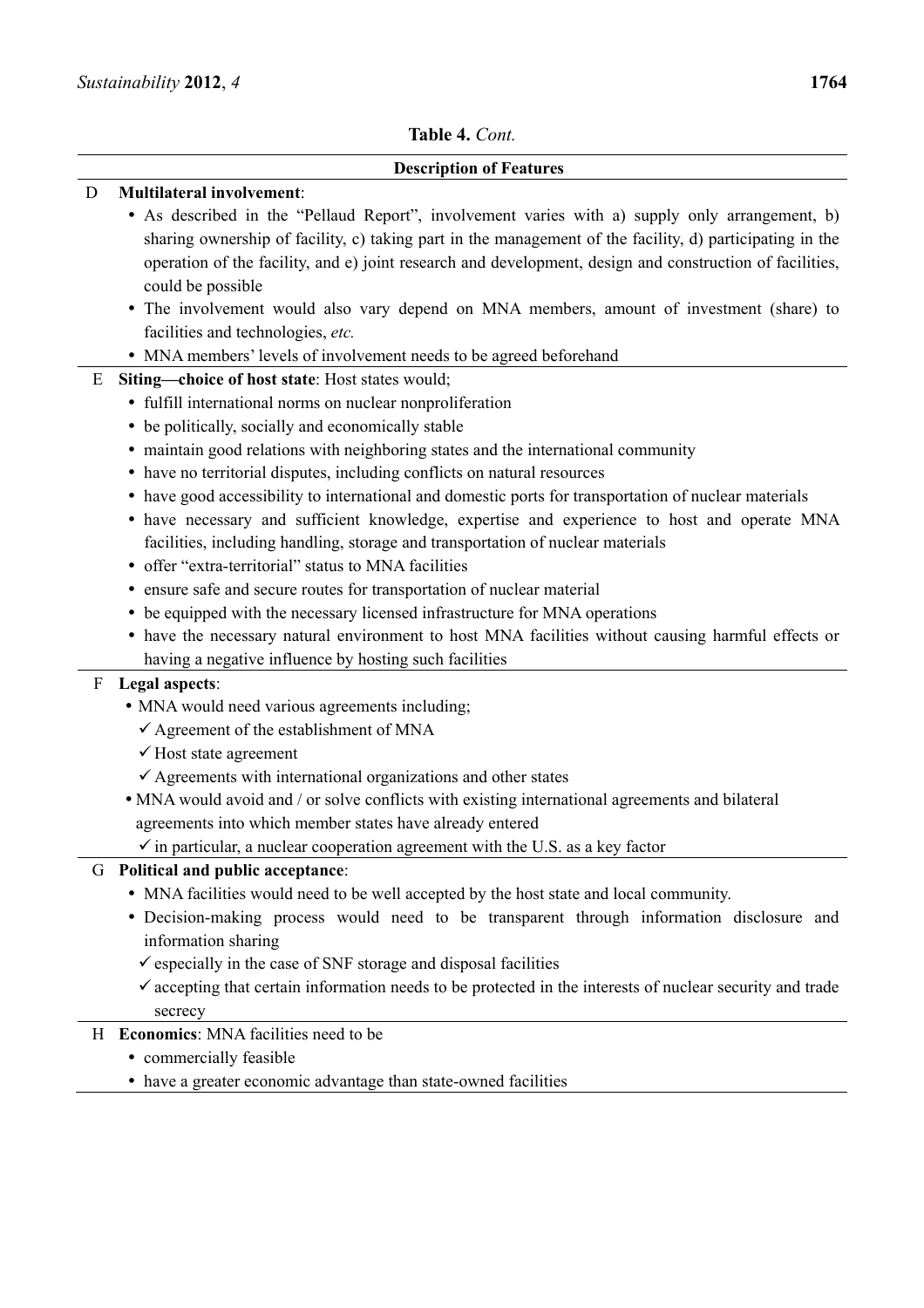**Table 4.** *Cont.*

| | Description of Features |
|---|---|
| D | **Multilateral involvement**: <br>• As described in the "Pellaud Report", involvement varies with a) supply only arrangement, b) sharing ownership of facility, c) taking part in the management of the facility, d) participating in the operation of the facility, and e) joint research and development, design and construction of facilities, could be possible <br>• The involvement would also vary depend on MNA members, amount of investment (share) to facilities and technologies, *etc.* <br>• MNA members' levels of involvement needs to be agreed beforehand |
| E | **Siting—choice of host state**: Host states would; <br>• fulfill international norms on nuclear nonproliferation <br>• be politically, socially and economically stable <br>• maintain good relations with neighboring states and the international community <br>• have no territorial disputes, including conflicts on natural resources <br>• have good accessibility to international and domestic ports for transportation of nuclear materials <br>• have necessary and sufficient knowledge, expertise and experience to host and operate MNA facilities, including handling, storage and transportation of nuclear materials <br>• offer "extra-territorial" status to MNA facilities <br>• ensure safe and secure routes for transportation of nuclear material <br>• be equipped with the necessary licensed infrastructure for MNA operations <br>• have the necessary natural environment to host MNA facilities without causing harmful effects or having a negative influence by hosting such facilities |
| F | **Legal aspects**: <br>• MNA would need various agreements including; <br>✓ Agreement of the establishment of MNA <br>✓ Host state agreement <br>✓ Agreements with international organizations and other states <br>• MNA would avoid and / or solve conflicts with existing international agreements and bilateral agreements into which member states have already entered <br>✓ in particular, a nuclear cooperation agreement with the U.S. as a key factor |
| G | **Political and public acceptance**: <br>• MNA facilities would need to be well accepted by the host state and local community. <br>• Decision-making process would need to be transparent through information disclosure and information sharing <br>✓ especially in the case of SNF storage and disposal facilities <br>✓ accepting that certain information needs to be protected in the interests of nuclear security and trade secrecy |
| H | **Economics**: MNA facilities need to be <br>• commercially feasible <br>• have a greater economic advantage than state-owned facilities |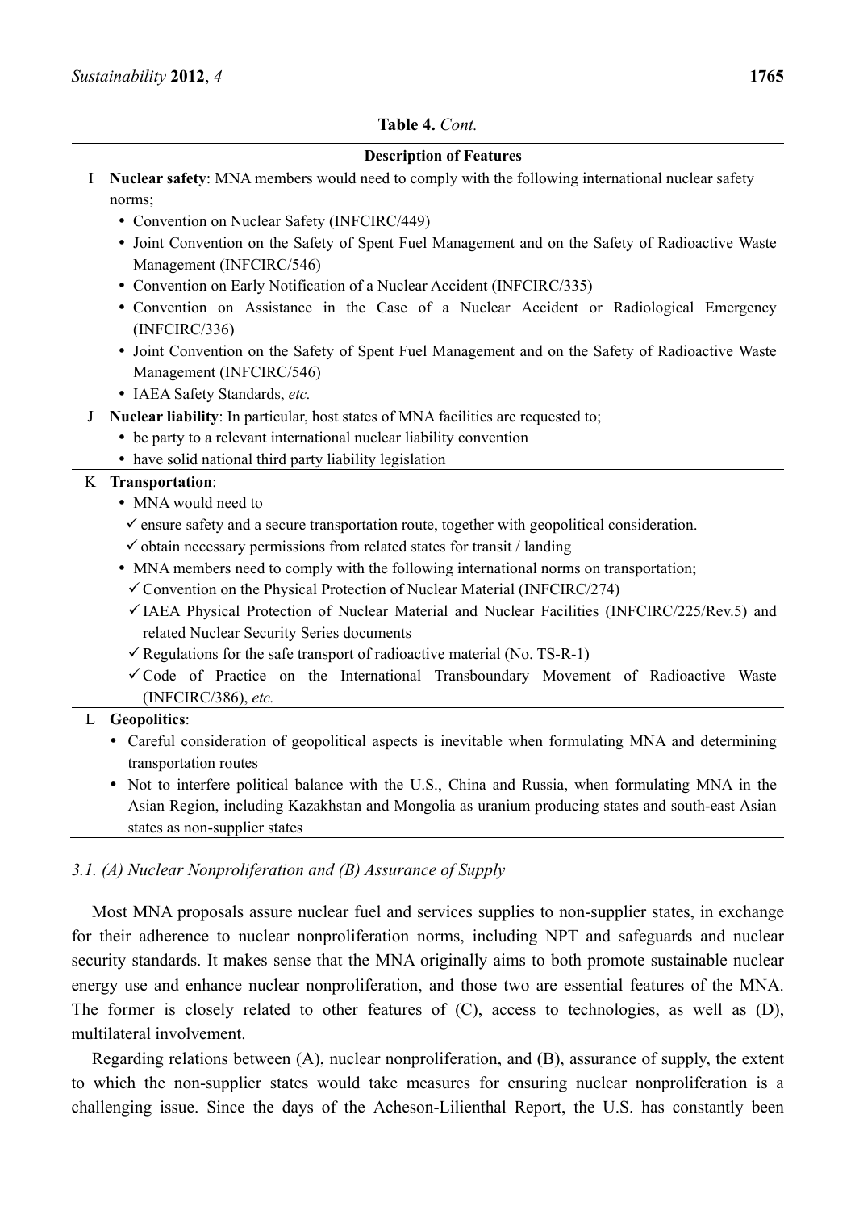**Table 4.** *Cont.*

| | Description of Features |
|---|---|
| I | **Nuclear safety**: MNA members would need to comply with the following international nuclear safety norms; • Convention on Nuclear Safety (INFCIRC/449) • Joint Convention on the Safety of Spent Fuel Management and on the Safety of Radioactive Waste Management (INFCIRC/546) • Convention on Early Notification of a Nuclear Accident (INFCIRC/335) • Convention on Assistance in the Case of a Nuclear Accident or Radiological Emergency (INFCIRC/336) • Joint Convention on the Safety of Spent Fuel Management and on the Safety of Radioactive Waste Management (INFCIRC/546) • IAEA Safety Standards, *etc.* |
| J | **Nuclear liability**: In particular, host states of MNA facilities are requested to; • be party to a relevant international nuclear liability convention • have solid national third party liability legislation |
| K | **Transportation**: • MNA would need to ✓ ensure safety and a secure transportation route, together with geopolitical consideration. ✓ obtain necessary permissions from related states for transit / landing • MNA members need to comply with the following international norms on transportation; ✓ Convention on the Physical Protection of Nuclear Material (INFCIRC/274) ✓ IAEA Physical Protection of Nuclear Material and Nuclear Facilities (INFCIRC/225/Rev.5) and related Nuclear Security Series documents ✓ Regulations for the safe transport of radioactive material (No. TS-R-1) ✓ Code of Practice on the International Transboundary Movement of Radioactive Waste (INFCIRC/386), *etc.* |
| L | **Geopolitics**: • Careful consideration of geopolitical aspects is inevitable when formulating MNA and determining transportation routes • Not to interfere political balance with the U.S., China and Russia, when formulating MNA in the Asian Region, including Kazakhstan and Mongolia as uranium producing states and south-east Asian states as non-supplier states |

### *3.1. (A) Nuclear Nonproliferation and (B) Assurance of Supply*

Most MNA proposals assure nuclear fuel and services supplies to non-supplier states, in exchange for their adherence to nuclear nonproliferation norms, including NPT and safeguards and nuclear security standards. It makes sense that the MNA originally aims to both promote sustainable nuclear energy use and enhance nuclear nonproliferation, and those two are essential features of the MNA. The former is closely related to other features of (C), access to technologies, as well as (D), multilateral involvement.

Regarding relations between (A), nuclear nonproliferation, and (B), assurance of supply, the extent to which the non-supplier states would take measures for ensuring nuclear nonproliferation is a challenging issue. Since the days of the Acheson-Lilienthal Report, the U.S. has constantly been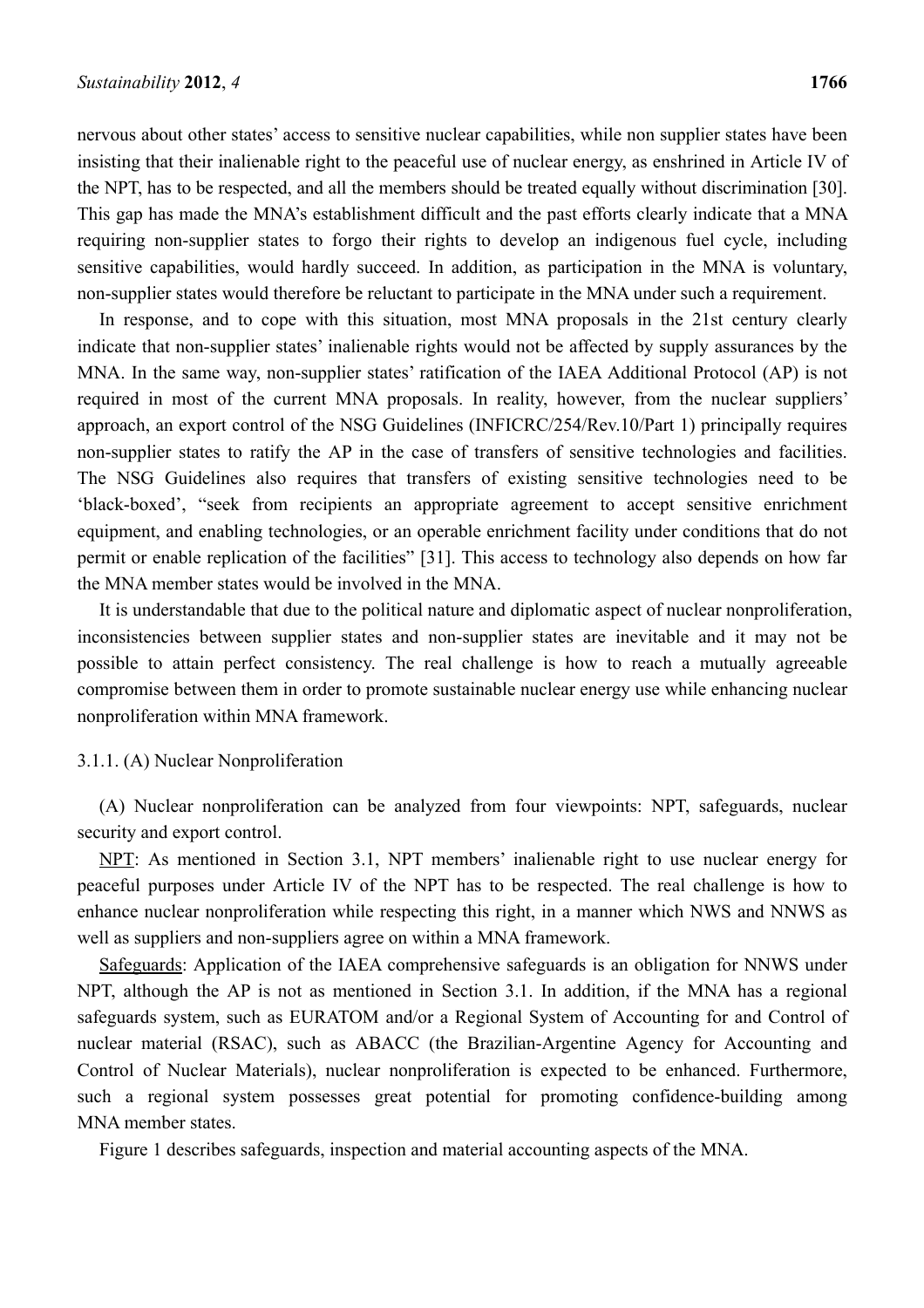nervous about other states' access to sensitive nuclear capabilities, while non supplier states have been insisting that their inalienable right to the peaceful use of nuclear energy, as enshrined in Article IV of the NPT, has to be respected, and all the members should be treated equally without discrimination [30]. This gap has made the MNA's establishment difficult and the past efforts clearly indicate that a MNA requiring non-supplier states to forgo their rights to develop an indigenous fuel cycle, including sensitive capabilities, would hardly succeed. In addition, as participation in the MNA is voluntary, non-supplier states would therefore be reluctant to participate in the MNA under such a requirement.

In response, and to cope with this situation, most MNA proposals in the 21st century clearly indicate that non-supplier states' inalienable rights would not be affected by supply assurances by the MNA. In the same way, non-supplier states' ratification of the IAEA Additional Protocol (AP) is not required in most of the current MNA proposals. In reality, however, from the nuclear suppliers' approach, an export control of the NSG Guidelines (INFICRC/254/Rev.10/Part 1) principally requires non-supplier states to ratify the AP in the case of transfers of sensitive technologies and facilities. The NSG Guidelines also requires that transfers of existing sensitive technologies need to be 'black-boxed', "seek from recipients an appropriate agreement to accept sensitive enrichment equipment, and enabling technologies, or an operable enrichment facility under conditions that do not permit or enable replication of the facilities" [31]. This access to technology also depends on how far the MNA member states would be involved in the MNA.

It is understandable that due to the political nature and diplomatic aspect of nuclear nonproliferation, inconsistencies between supplier states and non-supplier states are inevitable and it may not be possible to attain perfect consistency. The real challenge is how to reach a mutually agreeable compromise between them in order to promote sustainable nuclear energy use while enhancing nuclear nonproliferation within MNA framework.

#### 3.1.1. (A) Nuclear Nonproliferation

(A) Nuclear nonproliferation can be analyzed from four viewpoints: NPT, safeguards, nuclear security and export control.

<u>NPT</u>: As mentioned in Section 3.1, NPT members' inalienable right to use nuclear energy for peaceful purposes under Article IV of the NPT has to be respected. The real challenge is how to enhance nuclear nonproliferation while respecting this right, in a manner which NWS and NNWS as well as suppliers and non-suppliers agree on within a MNA framework.

<u>Safeguards</u>: Application of the IAEA comprehensive safeguards is an obligation for NNWS under NPT, although the AP is not as mentioned in Section 3.1. In addition, if the MNA has a regional safeguards system, such as EURATOM and/or a Regional System of Accounting for and Control of nuclear material (RSAC), such as ABACC (the Brazilian-Argentine Agency for Accounting and Control of Nuclear Materials), nuclear nonproliferation is expected to be enhanced. Furthermore, such a regional system possesses great potential for promoting confidence-building among MNA member states.

Figure 1 describes safeguards, inspection and material accounting aspects of the MNA.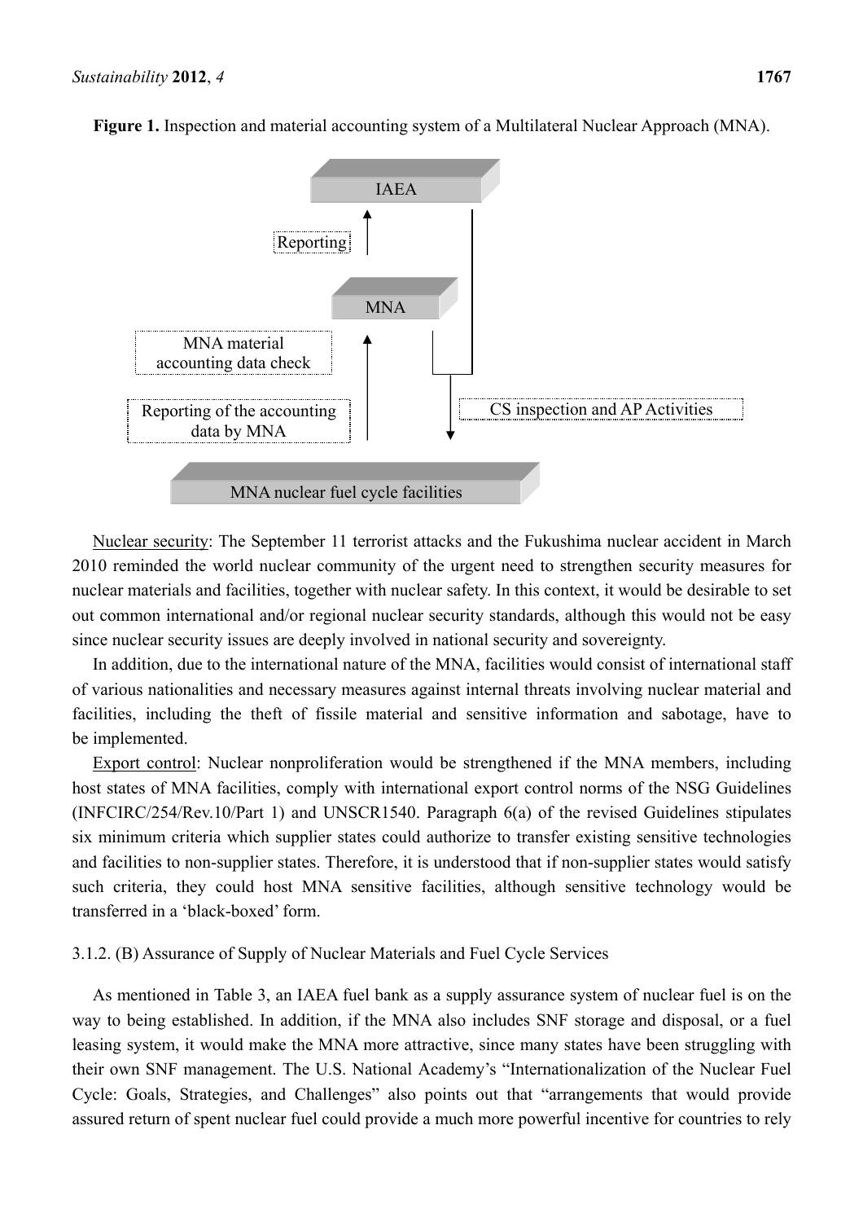**Figure 1.** Inspection and material accounting system of a Multilateral Nuclear Approach (MNA).

IAEA

Reporting

MNA

MNA material accounting data check

Reporting of the accounting data by MNA

CS inspection and AP Activities

MNA nuclear fuel cycle facilities

Nuclear security: The September 11 terrorist attacks and the Fukushima nuclear accident in March 2010 reminded the world nuclear community of the urgent need to strengthen security measures for nuclear materials and facilities, together with nuclear safety. In this context, it would be desirable to set out common international and/or regional nuclear security standards, although this would not be easy since nuclear security issues are deeply involved in national security and sovereignty.

In addition, due to the international nature of the MNA, facilities would consist of international staff of various nationalities and necessary measures against internal threats involving nuclear material and facilities, including the theft of fissile material and sensitive information and sabotage, have to be implemented.

Export control: Nuclear nonproliferation would be strengthened if the MNA members, including host states of MNA facilities, comply with international export control norms of the NSG Guidelines (INFCIRC/254/Rev.10/Part 1) and UNSCR1540. Paragraph 6(a) of the revised Guidelines stipulates six minimum criteria which supplier states could authorize to transfer existing sensitive technologies and facilities to non-supplier states. Therefore, it is understood that if non-supplier states would satisfy such criteria, they could host MNA sensitive facilities, although sensitive technology would be transferred in a 'black-boxed' form.

3.1.2. (B) Assurance of Supply of Nuclear Materials and Fuel Cycle Services

As mentioned in Table 3, an IAEA fuel bank as a supply assurance system of nuclear fuel is on the way to being established. In addition, if the MNA also includes SNF storage and disposal, or a fuel leasing system, it would make the MNA more attractive, since many states have been struggling with their own SNF management. The U.S. National Academy's "Internationalization of the Nuclear Fuel Cycle: Goals, Strategies, and Challenges" also points out that "arrangements that would provide assured return of spent nuclear fuel could provide a much more powerful incentive for countries to rely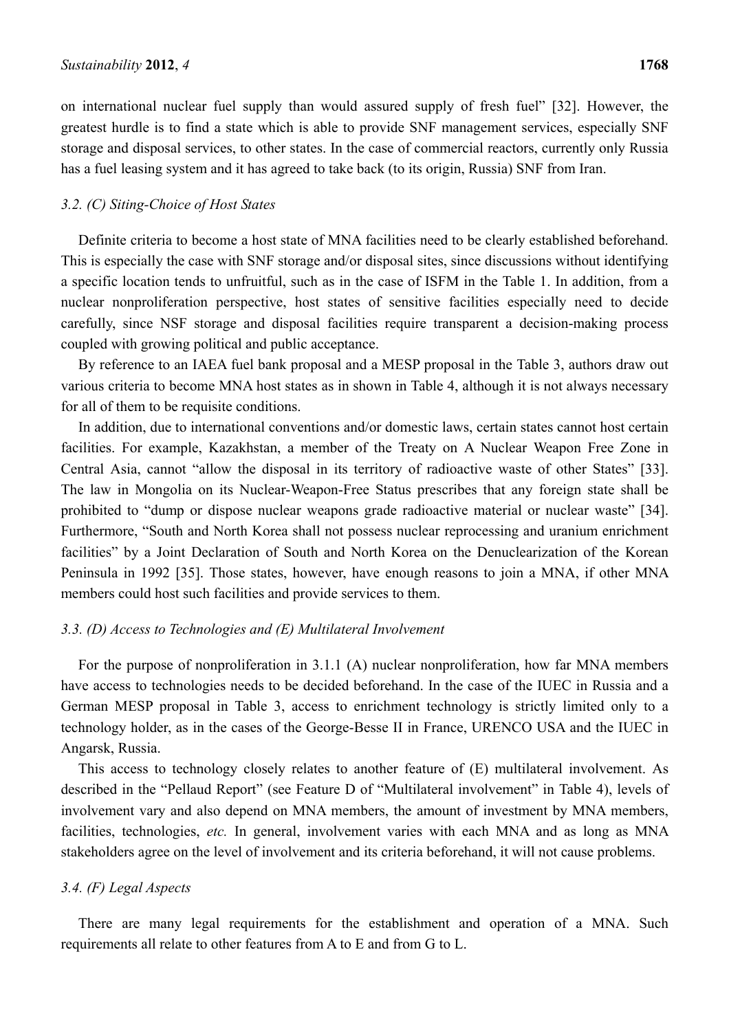on international nuclear fuel supply than would assured supply of fresh fuel" [32]. However, the greatest hurdle is to find a state which is able to provide SNF management services, especially SNF storage and disposal services, to other states. In the case of commercial reactors, currently only Russia has a fuel leasing system and it has agreed to take back (to its origin, Russia) SNF from Iran.

### *3.2. (C) Siting-Choice of Host States*

Definite criteria to become a host state of MNA facilities need to be clearly established beforehand. This is especially the case with SNF storage and/or disposal sites, since discussions without identifying a specific location tends to unfruitful, such as in the case of ISFM in the Table 1. In addition, from a nuclear nonproliferation perspective, host states of sensitive facilities especially need to decide carefully, since NSF storage and disposal facilities require transparent a decision-making process coupled with growing political and public acceptance.

By reference to an IAEA fuel bank proposal and a MESP proposal in the Table 3, authors draw out various criteria to become MNA host states as in shown in Table 4, although it is not always necessary for all of them to be requisite conditions.

In addition, due to international conventions and/or domestic laws, certain states cannot host certain facilities. For example, Kazakhstan, a member of the Treaty on A Nuclear Weapon Free Zone in Central Asia, cannot "allow the disposal in its territory of radioactive waste of other States" [33]. The law in Mongolia on its Nuclear-Weapon-Free Status prescribes that any foreign state shall be prohibited to "dump or dispose nuclear weapons grade radioactive material or nuclear waste" [34]. Furthermore, "South and North Korea shall not possess nuclear reprocessing and uranium enrichment facilities" by a Joint Declaration of South and North Korea on the Denuclearization of the Korean Peninsula in 1992 [35]. Those states, however, have enough reasons to join a MNA, if other MNA members could host such facilities and provide services to them.

### *3.3. (D) Access to Technologies and (E) Multilateral Involvement*

For the purpose of nonproliferation in 3.1.1 (A) nuclear nonproliferation, how far MNA members have access to technologies needs to be decided beforehand. In the case of the IUEC in Russia and a German MESP proposal in Table 3, access to enrichment technology is strictly limited only to a technology holder, as in the cases of the George-Besse II in France, URENCO USA and the IUEC in Angarsk, Russia.

This access to technology closely relates to another feature of (E) multilateral involvement. As described in the "Pellaud Report" (see Feature D of "Multilateral involvement" in Table 4), levels of involvement vary and also depend on MNA members, the amount of investment by MNA members, facilities, technologies, *etc.* In general, involvement varies with each MNA and as long as MNA stakeholders agree on the level of involvement and its criteria beforehand, it will not cause problems.

### *3.4. (F) Legal Aspects*

There are many legal requirements for the establishment and operation of a MNA. Such requirements all relate to other features from A to E and from G to L.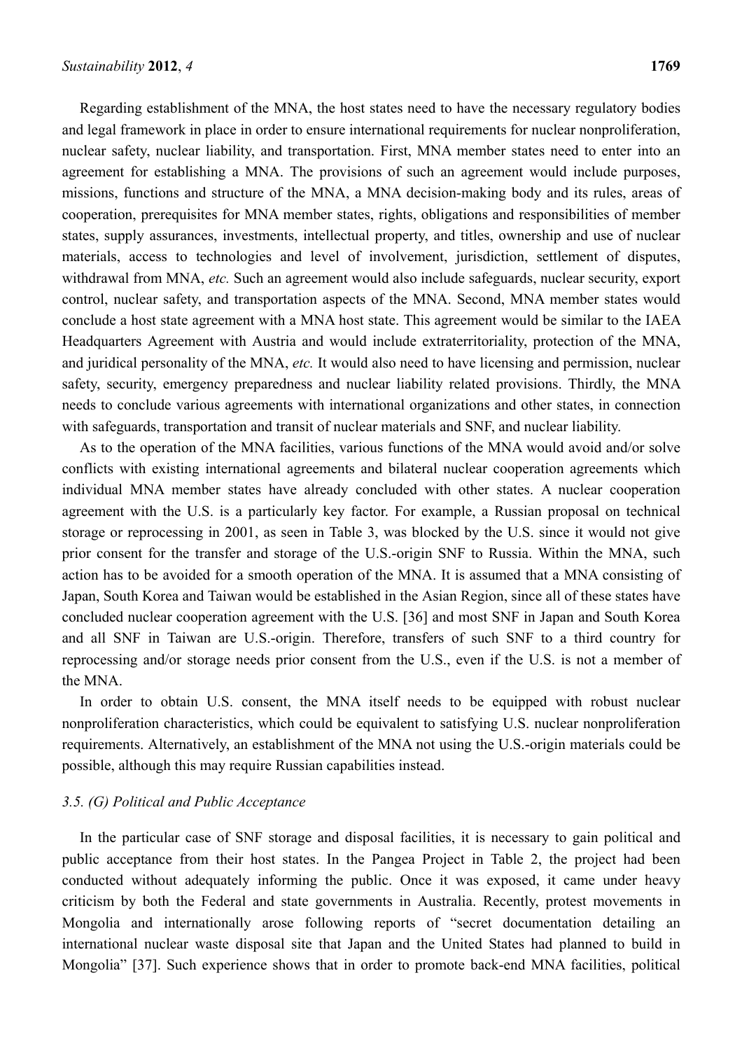Regarding establishment of the MNA, the host states need to have the necessary regulatory bodies and legal framework in place in order to ensure international requirements for nuclear nonproliferation, nuclear safety, nuclear liability, and transportation. First, MNA member states need to enter into an agreement for establishing a MNA. The provisions of such an agreement would include purposes, missions, functions and structure of the MNA, a MNA decision-making body and its rules, areas of cooperation, prerequisites for MNA member states, rights, obligations and responsibilities of member states, supply assurances, investments, intellectual property, and titles, ownership and use of nuclear materials, access to technologies and level of involvement, jurisdiction, settlement of disputes, withdrawal from MNA, *etc.* Such an agreement would also include safeguards, nuclear security, export control, nuclear safety, and transportation aspects of the MNA. Second, MNA member states would conclude a host state agreement with a MNA host state. This agreement would be similar to the IAEA Headquarters Agreement with Austria and would include extraterritoriality, protection of the MNA, and juridical personality of the MNA, *etc.* It would also need to have licensing and permission, nuclear safety, security, emergency preparedness and nuclear liability related provisions. Thirdly, the MNA needs to conclude various agreements with international organizations and other states, in connection with safeguards, transportation and transit of nuclear materials and SNF, and nuclear liability.

As to the operation of the MNA facilities, various functions of the MNA would avoid and/or solve conflicts with existing international agreements and bilateral nuclear cooperation agreements which individual MNA member states have already concluded with other states. A nuclear cooperation agreement with the U.S. is a particularly key factor. For example, a Russian proposal on technical storage or reprocessing in 2001, as seen in Table 3, was blocked by the U.S. since it would not give prior consent for the transfer and storage of the U.S.-origin SNF to Russia. Within the MNA, such action has to be avoided for a smooth operation of the MNA. It is assumed that a MNA consisting of Japan, South Korea and Taiwan would be established in the Asian Region, since all of these states have concluded nuclear cooperation agreement with the U.S. [36] and most SNF in Japan and South Korea and all SNF in Taiwan are U.S.-origin. Therefore, transfers of such SNF to a third country for reprocessing and/or storage needs prior consent from the U.S., even if the U.S. is not a member of the MNA.

In order to obtain U.S. consent, the MNA itself needs to be equipped with robust nuclear nonproliferation characteristics, which could be equivalent to satisfying U.S. nuclear nonproliferation requirements. Alternatively, an establishment of the MNA not using the U.S.-origin materials could be possible, although this may require Russian capabilities instead.

### *3.5. (G) Political and Public Acceptance*

In the particular case of SNF storage and disposal facilities, it is necessary to gain political and public acceptance from their host states. In the Pangea Project in Table 2, the project had been conducted without adequately informing the public. Once it was exposed, it came under heavy criticism by both the Federal and state governments in Australia. Recently, protest movements in Mongolia and internationally arose following reports of "secret documentation detailing an international nuclear waste disposal site that Japan and the United States had planned to build in Mongolia" [37]. Such experience shows that in order to promote back-end MNA facilities, political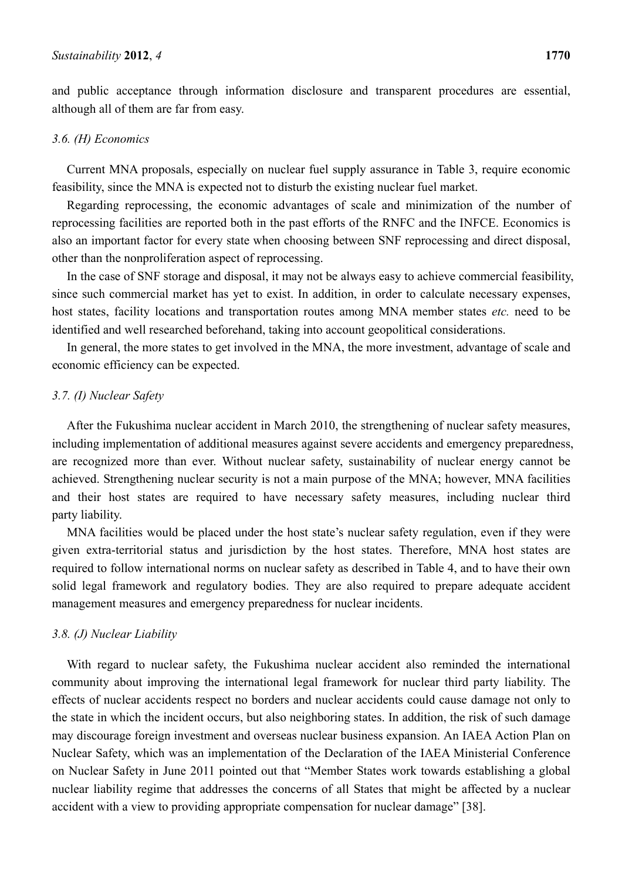and public acceptance through information disclosure and transparent procedures are essential, although all of them are far from easy.

### *3.6. (H) Economics*

Current MNA proposals, especially on nuclear fuel supply assurance in Table 3, require economic feasibility, since the MNA is expected not to disturb the existing nuclear fuel market.

Regarding reprocessing, the economic advantages of scale and minimization of the number of reprocessing facilities are reported both in the past efforts of the RNFC and the INFCE. Economics is also an important factor for every state when choosing between SNF reprocessing and direct disposal, other than the nonproliferation aspect of reprocessing.

In the case of SNF storage and disposal, it may not be always easy to achieve commercial feasibility, since such commercial market has yet to exist. In addition, in order to calculate necessary expenses, host states, facility locations and transportation routes among MNA member states *etc.* need to be identified and well researched beforehand, taking into account geopolitical considerations.

In general, the more states to get involved in the MNA, the more investment, advantage of scale and economic efficiency can be expected.

### *3.7. (I) Nuclear Safety*

After the Fukushima nuclear accident in March 2010, the strengthening of nuclear safety measures, including implementation of additional measures against severe accidents and emergency preparedness, are recognized more than ever. Without nuclear safety, sustainability of nuclear energy cannot be achieved. Strengthening nuclear security is not a main purpose of the MNA; however, MNA facilities and their host states are required to have necessary safety measures, including nuclear third party liability.

MNA facilities would be placed under the host state's nuclear safety regulation, even if they were given extra-territorial status and jurisdiction by the host states. Therefore, MNA host states are required to follow international norms on nuclear safety as described in Table 4, and to have their own solid legal framework and regulatory bodies. They are also required to prepare adequate accident management measures and emergency preparedness for nuclear incidents.

### *3.8. (J) Nuclear Liability*

With regard to nuclear safety, the Fukushima nuclear accident also reminded the international community about improving the international legal framework for nuclear third party liability. The effects of nuclear accidents respect no borders and nuclear accidents could cause damage not only to the state in which the incident occurs, but also neighboring states. In addition, the risk of such damage may discourage foreign investment and overseas nuclear business expansion. An IAEA Action Plan on Nuclear Safety, which was an implementation of the Declaration of the IAEA Ministerial Conference on Nuclear Safety in June 2011 pointed out that "Member States work towards establishing a global nuclear liability regime that addresses the concerns of all States that might be affected by a nuclear accident with a view to providing appropriate compensation for nuclear damage" [38].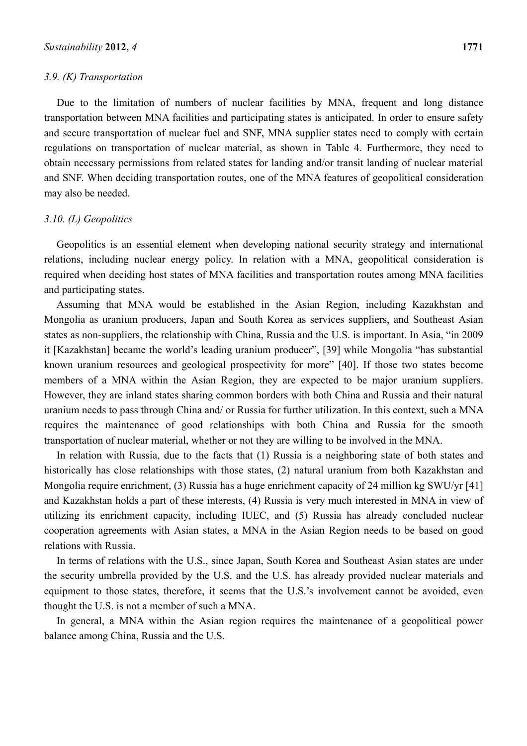### *3.9. (K) Transportation*

Due to the limitation of numbers of nuclear facilities by MNA, frequent and long distance transportation between MNA facilities and participating states is anticipated. In order to ensure safety and secure transportation of nuclear fuel and SNF, MNA supplier states need to comply with certain regulations on transportation of nuclear material, as shown in Table 4. Furthermore, they need to obtain necessary permissions from related states for landing and/or transit landing of nuclear material and SNF. When deciding transportation routes, one of the MNA features of geopolitical consideration may also be needed.

### *3.10. (L) Geopolitics*

Geopolitics is an essential element when developing national security strategy and international relations, including nuclear energy policy. In relation with a MNA, geopolitical consideration is required when deciding host states of MNA facilities and transportation routes among MNA facilities and participating states.

Assuming that MNA would be established in the Asian Region, including Kazakhstan and Mongolia as uranium producers, Japan and South Korea as services suppliers, and Southeast Asian states as non-suppliers, the relationship with China, Russia and the U.S. is important. In Asia, "in 2009 it [Kazakhstan] became the world's leading uranium producer", [39] while Mongolia "has substantial known uranium resources and geological prospectivity for more" [40]. If those two states become members of a MNA within the Asian Region, they are expected to be major uranium suppliers. However, they are inland states sharing common borders with both China and Russia and their natural uranium needs to pass through China and/ or Russia for further utilization. In this context, such a MNA requires the maintenance of good relationships with both China and Russia for the smooth transportation of nuclear material, whether or not they are willing to be involved in the MNA.

In relation with Russia, due to the facts that (1) Russia is a neighboring state of both states and historically has close relationships with those states, (2) natural uranium from both Kazakhstan and Mongolia require enrichment, (3) Russia has a huge enrichment capacity of 24 million kg SWU/yr [41] and Kazakhstan holds a part of these interests, (4) Russia is very much interested in MNA in view of utilizing its enrichment capacity, including IUEC, and (5) Russia has already concluded nuclear cooperation agreements with Asian states, a MNA in the Asian Region needs to be based on good relations with Russia.

In terms of relations with the U.S., since Japan, South Korea and Southeast Asian states are under the security umbrella provided by the U.S. and the U.S. has already provided nuclear materials and equipment to those states, therefore, it seems that the U.S.'s involvement cannot be avoided, even thought the U.S. is not a member of such a MNA.

In general, a MNA within the Asian region requires the maintenance of a geopolitical power balance among China, Russia and the U.S.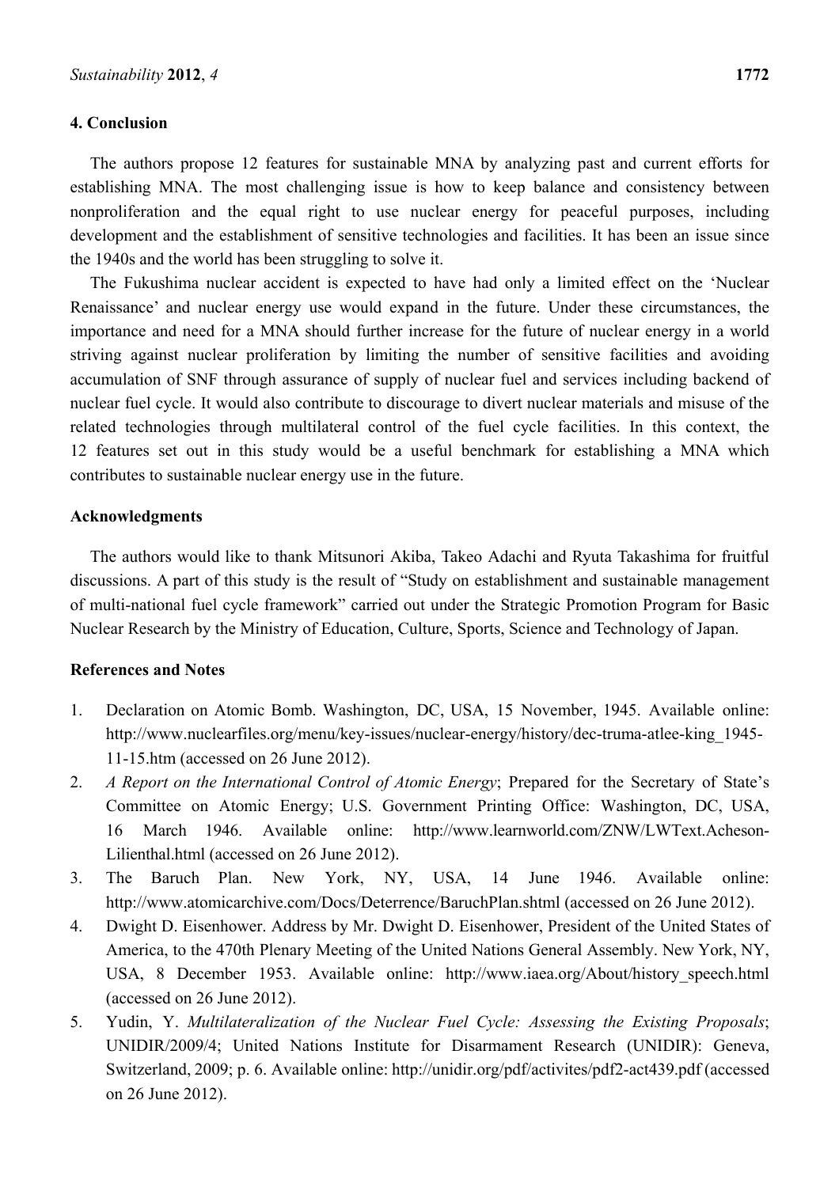## 4. Conclusion

The authors propose 12 features for sustainable MNA by analyzing past and current efforts for establishing MNA. The most challenging issue is how to keep balance and consistency between nonproliferation and the equal right to use nuclear energy for peaceful purposes, including development and the establishment of sensitive technologies and facilities. It has been an issue since the 1940s and the world has been struggling to solve it.

The Fukushima nuclear accident is expected to have had only a limited effect on the 'Nuclear Renaissance' and nuclear energy use would expand in the future. Under these circumstances, the importance and need for a MNA should further increase for the future of nuclear energy in a world striving against nuclear proliferation by limiting the number of sensitive facilities and avoiding accumulation of SNF through assurance of supply of nuclear fuel and services including backend of nuclear fuel cycle. It would also contribute to discourage to divert nuclear materials and misuse of the related technologies through multilateral control of the fuel cycle facilities. In this context, the 12 features set out in this study would be a useful benchmark for establishing a MNA which contributes to sustainable nuclear energy use in the future.

## Acknowledgments

The authors would like to thank Mitsunori Akiba, Takeo Adachi and Ryuta Takashima for fruitful discussions. A part of this study is the result of "Study on establishment and sustainable management of multi-national fuel cycle framework" carried out under the Strategic Promotion Program for Basic Nuclear Research by the Ministry of Education, Culture, Sports, Science and Technology of Japan.

## References and Notes

1. Declaration on Atomic Bomb. Washington, DC, USA, 15 November, 1945. Available online: http://www.nuclearfiles.org/menu/key-issues/nuclear-energy/history/dec-truma-atlee-king_1945-11-15.htm (accessed on 26 June 2012).
2. *A Report on the International Control of Atomic Energy*; Prepared for the Secretary of State's Committee on Atomic Energy; U.S. Government Printing Office: Washington, DC, USA, 16 March 1946. Available online: http://www.learnworld.com/ZNW/LWText.Acheson-Lilienthal.html (accessed on 26 June 2012).
3. The Baruch Plan. New York, NY, USA, 14 June 1946. Available online: http://www.atomicarchive.com/Docs/Deterrence/BaruchPlan.shtml (accessed on 26 June 2012).
4. Dwight D. Eisenhower. Address by Mr. Dwight D. Eisenhower, President of the United States of America, to the 470th Plenary Meeting of the United Nations General Assembly. New York, NY, USA, 8 December 1953. Available online: http://www.iaea.org/About/history_speech.html (accessed on 26 June 2012).
5. Yudin, Y. *Multilateralization of the Nuclear Fuel Cycle: Assessing the Existing Proposals*; UNIDIR/2009/4; United Nations Institute for Disarmament Research (UNIDIR): Geneva, Switzerland, 2009; p. 6. Available online: http://unidir.org/pdf/activites/pdf2-act439.pdf (accessed on 26 June 2012).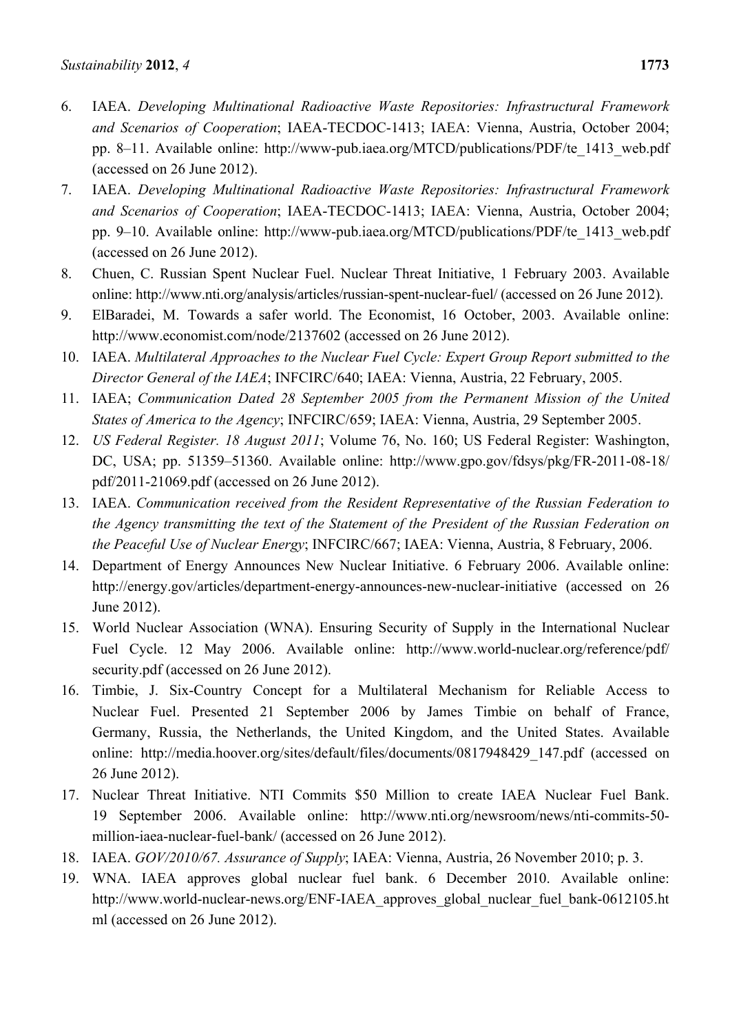6. IAEA. *Developing Multinational Radioactive Waste Repositories: Infrastructural Framework and Scenarios of Cooperation*; IAEA-TECDOC-1413; IAEA: Vienna, Austria, October 2004; pp. 8–11. Available online: http://www-pub.iaea.org/MTCD/publications/PDF/te_1413_web.pdf (accessed on 26 June 2012).
7. IAEA. *Developing Multinational Radioactive Waste Repositories: Infrastructural Framework and Scenarios of Cooperation*; IAEA-TECDOC-1413; IAEA: Vienna, Austria, October 2004; pp. 9–10. Available online: http://www-pub.iaea.org/MTCD/publications/PDF/te_1413_web.pdf (accessed on 26 June 2012).
8. Chuen, C. Russian Spent Nuclear Fuel. Nuclear Threat Initiative, 1 February 2003. Available online: http://www.nti.org/analysis/articles/russian-spent-nuclear-fuel/ (accessed on 26 June 2012).
9. ElBaradei, M. Towards a safer world. The Economist, 16 October, 2003. Available online: http://www.economist.com/node/2137602 (accessed on 26 June 2012).
10. IAEA. *Multilateral Approaches to the Nuclear Fuel Cycle: Expert Group Report submitted to the Director General of the IAEA*; INFCIRC/640; IAEA: Vienna, Austria, 22 February, 2005.
11. IAEA; *Communication Dated 28 September 2005 from the Permanent Mission of the United States of America to the Agency*; INFCIRC/659; IAEA: Vienna, Austria, 29 September 2005.
12. *US Federal Register. 18 August 2011*; Volume 76, No. 160; US Federal Register: Washington, DC, USA; pp. 51359–51360. Available online: http://www.gpo.gov/fdsys/pkg/FR-2011-08-18/pdf/2011-21069.pdf (accessed on 26 June 2012).
13. IAEA. *Communication received from the Resident Representative of the Russian Federation to the Agency transmitting the text of the Statement of the President of the Russian Federation on the Peaceful Use of Nuclear Energy*; INFCIRC/667; IAEA: Vienna, Austria, 8 February, 2006.
14. Department of Energy Announces New Nuclear Initiative. 6 February 2006. Available online: http://energy.gov/articles/department-energy-announces-new-nuclear-initiative (accessed on 26 June 2012).
15. World Nuclear Association (WNA). Ensuring Security of Supply in the International Nuclear Fuel Cycle. 12 May 2006. Available online: http://www.world-nuclear.org/reference/pdf/security.pdf (accessed on 26 June 2012).
16. Timbie, J. Six-Country Concept for a Multilateral Mechanism for Reliable Access to Nuclear Fuel. Presented 21 September 2006 by James Timbie on behalf of France, Germany, Russia, the Netherlands, the United Kingdom, and the United States. Available online: http://media.hoover.org/sites/default/files/documents/0817948429_147.pdf (accessed on 26 June 2012).
17. Nuclear Threat Initiative. NTI Commits $50 Million to create IAEA Nuclear Fuel Bank. 19 September 2006. Available online: http://www.nti.org/newsroom/news/nti-commits-50-million-iaea-nuclear-fuel-bank/ (accessed on 26 June 2012).
18. IAEA. *GOV/2010/67. Assurance of Supply*; IAEA: Vienna, Austria, 26 November 2010; p. 3.
19. WNA. IAEA approves global nuclear fuel bank. 6 December 2010. Available online: http://www.world-nuclear-news.org/ENF-IAEA_approves_global_nuclear_fuel_bank-0612105.html (accessed on 26 June 2012).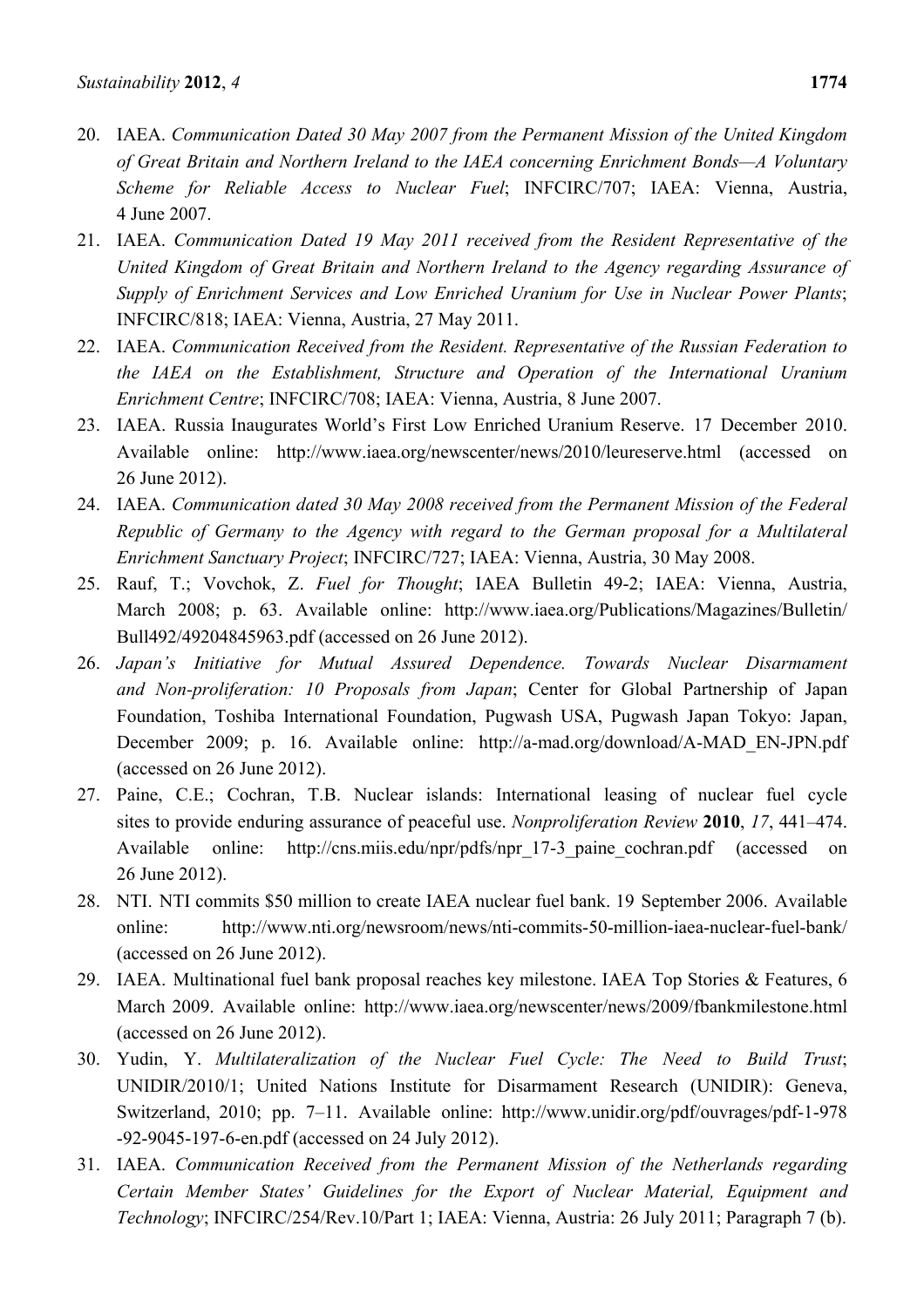20. IAEA. *Communication Dated 30 May 2007 from the Permanent Mission of the United Kingdom of Great Britain and Northern Ireland to the IAEA concerning Enrichment Bonds—A Voluntary Scheme for Reliable Access to Nuclear Fuel*; INFCIRC/707; IAEA: Vienna, Austria, 4 June 2007.
21. IAEA. *Communication Dated 19 May 2011 received from the Resident Representative of the United Kingdom of Great Britain and Northern Ireland to the Agency regarding Assurance of Supply of Enrichment Services and Low Enriched Uranium for Use in Nuclear Power Plants*; INFCIRC/818; IAEA: Vienna, Austria, 27 May 2011.
22. IAEA. *Communication Received from the Resident. Representative of the Russian Federation to the IAEA on the Establishment, Structure and Operation of the International Uranium Enrichment Centre*; INFCIRC/708; IAEA: Vienna, Austria, 8 June 2007.
23. IAEA. Russia Inaugurates World's First Low Enriched Uranium Reserve. 17 December 2010. Available online: http://www.iaea.org/newscenter/news/2010/leureserve.html (accessed on 26 June 2012).
24. IAEA. *Communication dated 30 May 2008 received from the Permanent Mission of the Federal Republic of Germany to the Agency with regard to the German proposal for a Multilateral Enrichment Sanctuary Project*; INFCIRC/727; IAEA: Vienna, Austria, 30 May 2008.
25. Rauf, T.; Vovchok, Z. *Fuel for Thought*; IAEA Bulletin 49-2; IAEA: Vienna, Austria, March 2008; p. 63. Available online: http://www.iaea.org/Publications/Magazines/Bulletin/Bull492/49204845963.pdf (accessed on 26 June 2012).
26. *Japan's Initiative for Mutual Assured Dependence. Towards Nuclear Disarmament and Non-proliferation: 10 Proposals from Japan*; Center for Global Partnership of Japan Foundation, Toshiba International Foundation, Pugwash USA, Pugwash Japan Tokyo: Japan, December 2009; p. 16. Available online: http://a-mad.org/download/A-MAD_EN-JPN.pdf (accessed on 26 June 2012).
27. Paine, C.E.; Cochran, T.B. Nuclear islands: International leasing of nuclear fuel cycle sites to provide enduring assurance of peaceful use. *Nonproliferation Review* **2010**, *17*, 441–474. Available online: http://cns.miis.edu/npr/pdfs/npr_17-3_paine_cochran.pdf (accessed on 26 June 2012).
28. NTI. NTI commits $50 million to create IAEA nuclear fuel bank. 19 September 2006. Available online: http://www.nti.org/newsroom/news/nti-commits-50-million-iaea-nuclear-fuel-bank/ (accessed on 26 June 2012).
29. IAEA. Multinational fuel bank proposal reaches key milestone. IAEA Top Stories & Features, 6 March 2009. Available online: http://www.iaea.org/newscenter/news/2009/fbankmilestone.html (accessed on 26 June 2012).
30. Yudin, Y. *Multilateralization of the Nuclear Fuel Cycle: The Need to Build Trust*; UNIDIR/2010/1; United Nations Institute for Disarmament Research (UNIDIR): Geneva, Switzerland, 2010; pp. 7–11. Available online: http://www.unidir.org/pdf/ouvrages/pdf-1-978-92-9045-197-6-en.pdf (accessed on 24 July 2012).
31. IAEA. *Communication Received from the Permanent Mission of the Netherlands regarding Certain Member States' Guidelines for the Export of Nuclear Material, Equipment and Technology*; INFCIRC/254/Rev.10/Part 1; IAEA: Vienna, Austria: 26 July 2011; Paragraph 7 (b).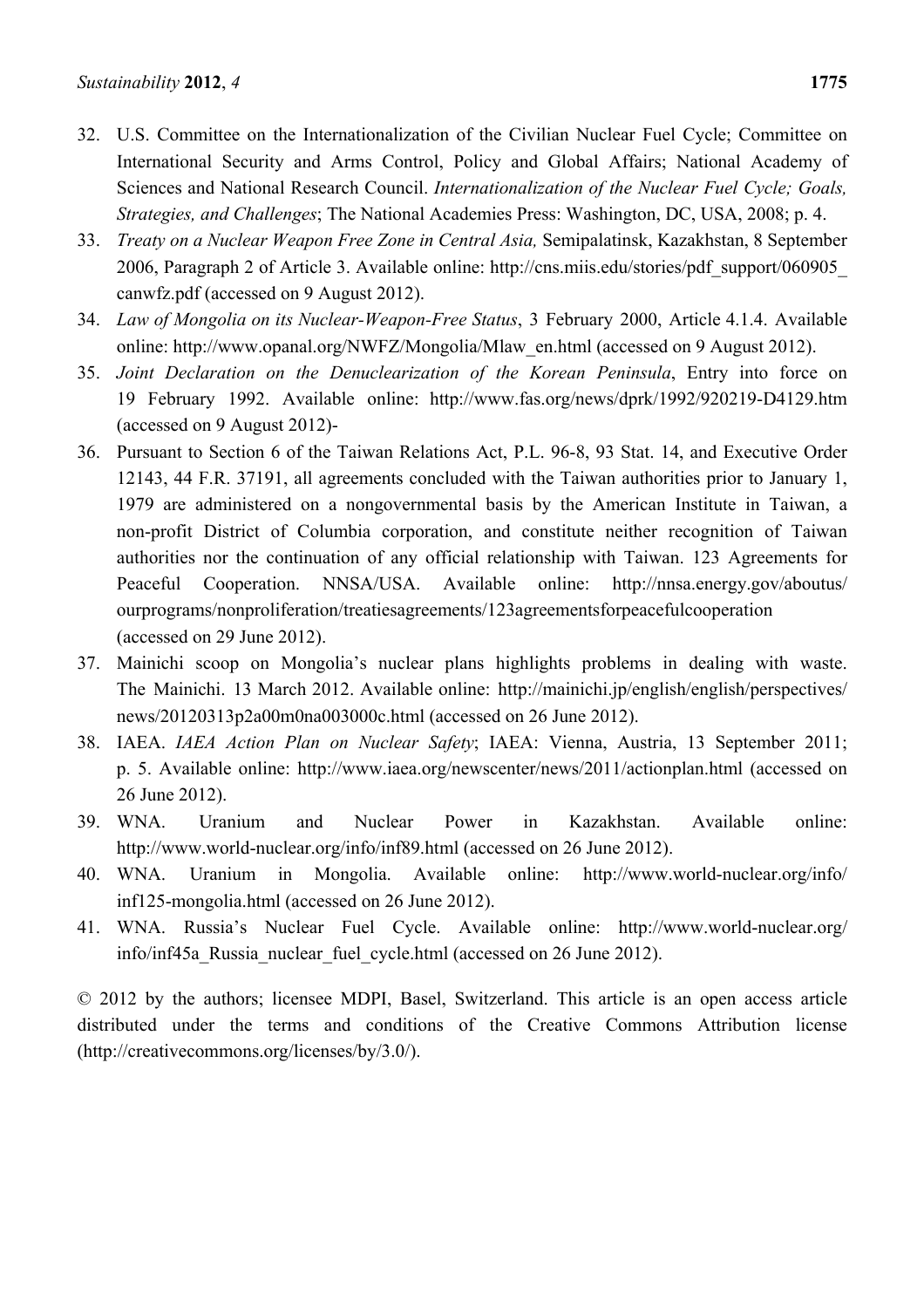32. U.S. Committee on the Internationalization of the Civilian Nuclear Fuel Cycle; Committee on International Security and Arms Control, Policy and Global Affairs; National Academy of Sciences and National Research Council. *Internationalization of the Nuclear Fuel Cycle; Goals, Strategies, and Challenges*; The National Academies Press: Washington, DC, USA, 2008; p. 4.
33. *Treaty on a Nuclear Weapon Free Zone in Central Asia,* Semipalatinsk, Kazakhstan, 8 September 2006, Paragraph 2 of Article 3. Available online: http://cns.miis.edu/stories/pdf_support/060905_canwfz.pdf (accessed on 9 August 2012).
34. *Law of Mongolia on its Nuclear-Weapon-Free Status*, 3 February 2000, Article 4.1.4. Available online: http://www.opanal.org/NWFZ/Mongolia/Mlaw_en.html (accessed on 9 August 2012).
35. *Joint Declaration on the Denuclearization of the Korean Peninsula*, Entry into force on 19 February 1992. Available online: http://www.fas.org/news/dprk/1992/920219-D4129.htm (accessed on 9 August 2012)-
36. Pursuant to Section 6 of the Taiwan Relations Act, P.L. 96-8, 93 Stat. 14, and Executive Order 12143, 44 F.R. 37191, all agreements concluded with the Taiwan authorities prior to January 1, 1979 are administered on a nongovernmental basis by the American Institute in Taiwan, a non-profit District of Columbia corporation, and constitute neither recognition of Taiwan authorities nor the continuation of any official relationship with Taiwan. 123 Agreements for Peaceful Cooperation. NNSA/USA. Available online: http://nnsa.energy.gov/aboutus/ourprograms/nonproliferation/treatiesagreements/123agreementsforpeacefulcooperation (accessed on 29 June 2012).
37. Mainichi scoop on Mongolia's nuclear plans highlights problems in dealing with waste. The Mainichi. 13 March 2012. Available online: http://mainichi.jp/english/english/perspectives/news/20120313p2a00m0na003000c.html (accessed on 26 June 2012).
38. IAEA. *IAEA Action Plan on Nuclear Safety*; IAEA: Vienna, Austria, 13 September 2011; p. 5. Available online: http://www.iaea.org/newscenter/news/2011/actionplan.html (accessed on 26 June 2012).
39. WNA. Uranium and Nuclear Power in Kazakhstan. Available online: http://www.world-nuclear.org/info/inf89.html (accessed on 26 June 2012).
40. WNA. Uranium in Mongolia. Available online: http://www.world-nuclear.org/info/inf125-mongolia.html (accessed on 26 June 2012).
41. WNA. Russia's Nuclear Fuel Cycle. Available online: http://www.world-nuclear.org/info/inf45a_Russia_nuclear_fuel_cycle.html (accessed on 26 June 2012).

© 2012 by the authors; licensee MDPI, Basel, Switzerland. This article is an open access article distributed under the terms and conditions of the Creative Commons Attribution license (http://creativecommons.org/licenses/by/3.0/).